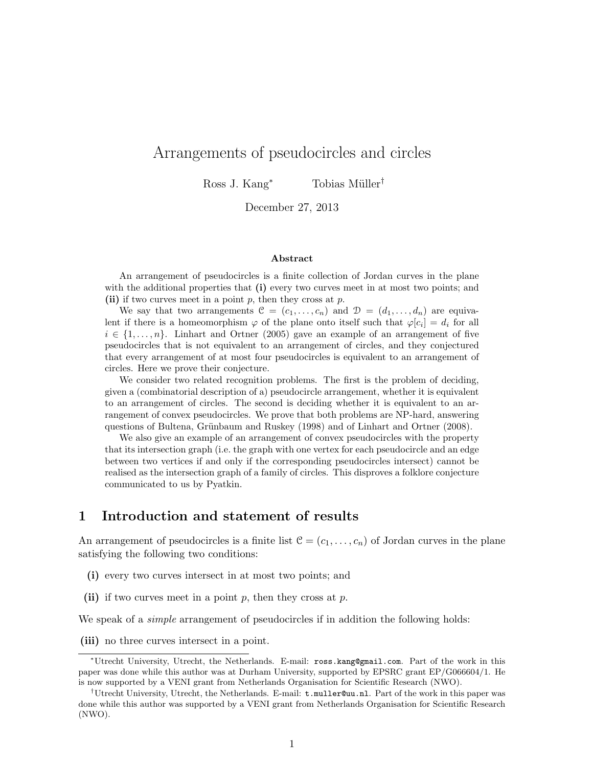# Arrangements of pseudocircles and circles

Ross J. Kang* Tobias Müller†

December 27, 2013

### Abstract

An arrangement of pseudocircles is a finite collection of Jordan curves in the plane with the additional properties that **(i)** every two curves meet in at most two points; and **(ii)** if two curves meet in a point $p$, then they cross at $p$.

We say that two arrangements $\mathcal{C} = (c_1, \ldots, c_n)$ and $\mathcal{D} = (d_1, \ldots, d_n)$ are equivalent if there is a homeomorphism $\varphi$ of the plane onto itself such that $\varphi[c_i] = d_i$ for all $i \in \{1, \ldots, n\}$. Linhart and Ortner (2005) gave an example of an arrangement of five pseudocircles that is not equivalent to an arrangement of circles, and they conjectured that every arrangement of at most four pseudocircles is equivalent to an arrangement of circles. Here we prove their conjecture.

We consider two related recognition problems. The first is the problem of deciding, given a (combinatorial description of a) pseudocircle arrangement, whether it is equivalent to an arrangement of circles. The second is deciding whether it is equivalent to an arrangement of convex pseudocircles. We prove that both problems are NP-hard, answering questions of Bultena, Grünbaum and Ruskey (1998) and of Linhart and Ortner (2008).

We also give an example of an arrangement of convex pseudocircles with the property that its intersection graph (i.e. the graph with one vertex for each pseudocircle and an edge between two vertices if and only if the corresponding pseudocircles intersect) cannot be realised as the intersection graph of a family of circles. This disproves a folklore conjecture communicated to us by Pyatkin.

## 1 Introduction and statement of results

An arrangement of pseudocircles is a finite list $\mathcal{C} = (c_1, \ldots, c_n)$ of Jordan curves in the plane satisfying the following two conditions:

**(i)** every two curves intersect in at most two points; and

**(ii)** if two curves meet in a point $p$, then they cross at $p$.

We speak of a *simple* arrangement of pseudocircles if in addition the following holds:

**(iii)** no three curves intersect in a point.

---

*Utrecht University, Utrecht, the Netherlands. E-mail: ross.kang@gmail.com. Part of the work in this paper was done while this author was at Durham University, supported by EPSRC grant EP/G066604/1. He is now supported by a VENI grant from Netherlands Organisation for Scientific Research (NWO).

†Utrecht University, Utrecht, the Netherlands. E-mail: t.muller@uu.nl. Part of the work in this paper was done while this author was supported by a VENI grant from Netherlands Organisation for Scientific Research (NWO).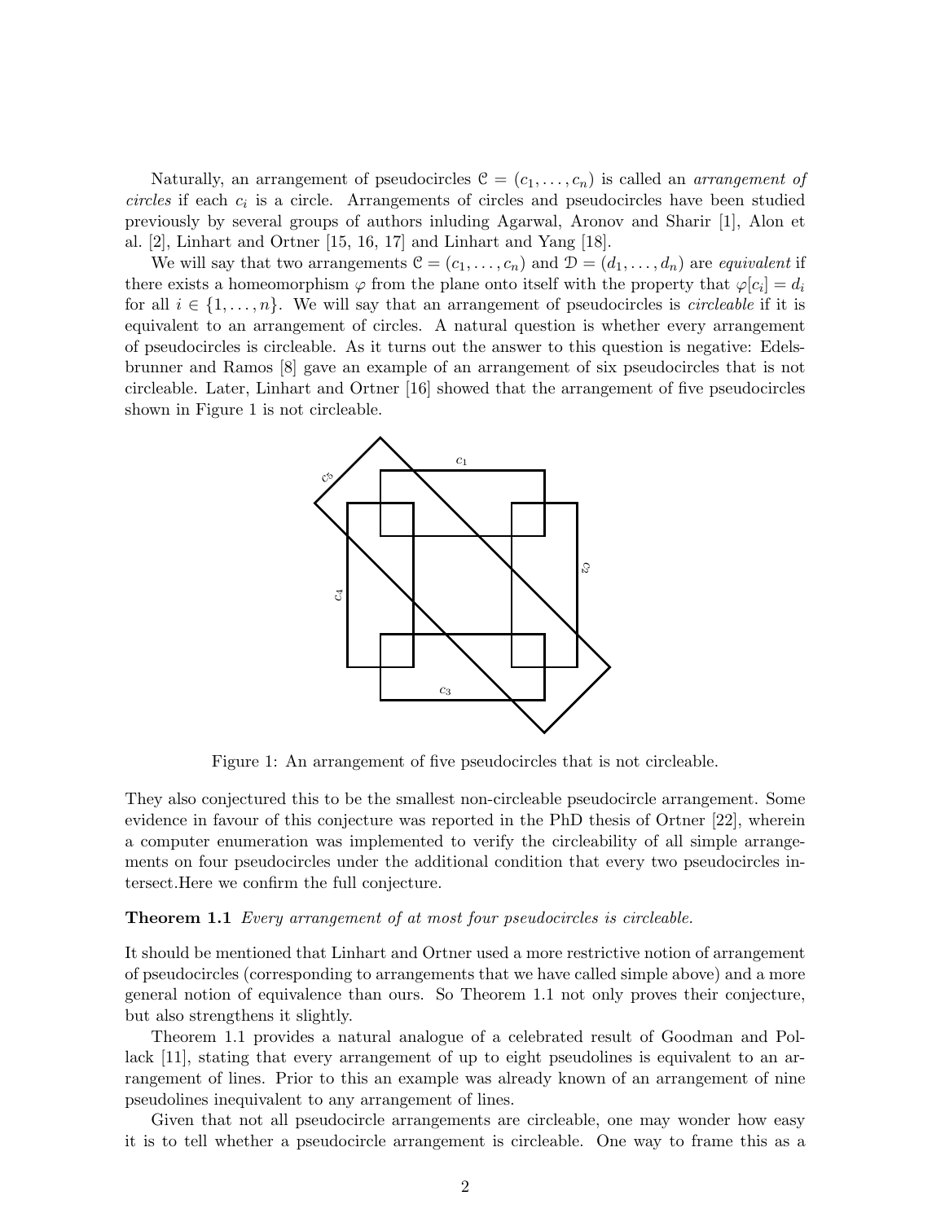Naturally, an arrangement of pseudocircles $\mathcal{C} = (c_1, \dots, c_n)$ is called an *arrangement of circles* if each $c_i$ is a circle. Arrangements of circles and pseudocircles have been studied previously by several groups of authors inluding Agarwal, Aronov and Sharir [1], Alon et al. [2], Linhart and Ortner [15, 16, 17] and Linhart and Yang [18].

We will say that two arrangements $\mathcal{C} = (c_1, \dots, c_n)$ and $\mathcal{D} = (d_1, \dots, d_n)$ are *equivalent* if there exists a homeomorphism $\varphi$ from the plane onto itself with the property that $\varphi[c_i] = d_i$ for all $i \in \{1, \dots, n\}$. We will say that an arrangement of pseudocircles is *circleable* if it is equivalent to an arrangement of circles. A natural question is whether every arrangement of pseudocircles is circleable. As it turns out the answer to this question is negative: Edelsbrunner and Ramos [8] gave an example of an arrangement of six pseudocircles that is not circleable. Later, Linhart and Ortner [16] showed that the arrangement of five pseudocircles shown in Figure 1 is not circleable.

Figure 1: An arrangement of five pseudocircles that is not circleable.

They also conjectured this to be the smallest non-circleable pseudocircle arrangement. Some evidence in favour of this conjecture was reported in the PhD thesis of Ortner [22], wherein a computer enumeration was implemented to verify the circleability of all simple arrangements on four pseudocircles under the additional condition that every two pseudocircles intersect.Here we confirm the full conjecture.

**Theorem 1.1** *Every arrangement of at most four pseudocircles is circleable.*

It should be mentioned that Linhart and Ortner used a more restrictive notion of arrangement of pseudocircles (corresponding to arrangements that we have called simple above) and a more general notion of equivalence than ours. So Theorem 1.1 not only proves their conjecture, but also strengthens it slightly.

Theorem 1.1 provides a natural analogue of a celebrated result of Goodman and Pollack [11], stating that every arrangement of up to eight pseudolines is equivalent to an arrangement of lines. Prior to this an example was already known of an arrangement of nine pseudolines inequivalent to any arrangement of lines.

Given that not all pseudocircle arrangements are circleable, one may wonder how easy it is to tell whether a pseudocircle arrangement is circleable. One way to frame this as a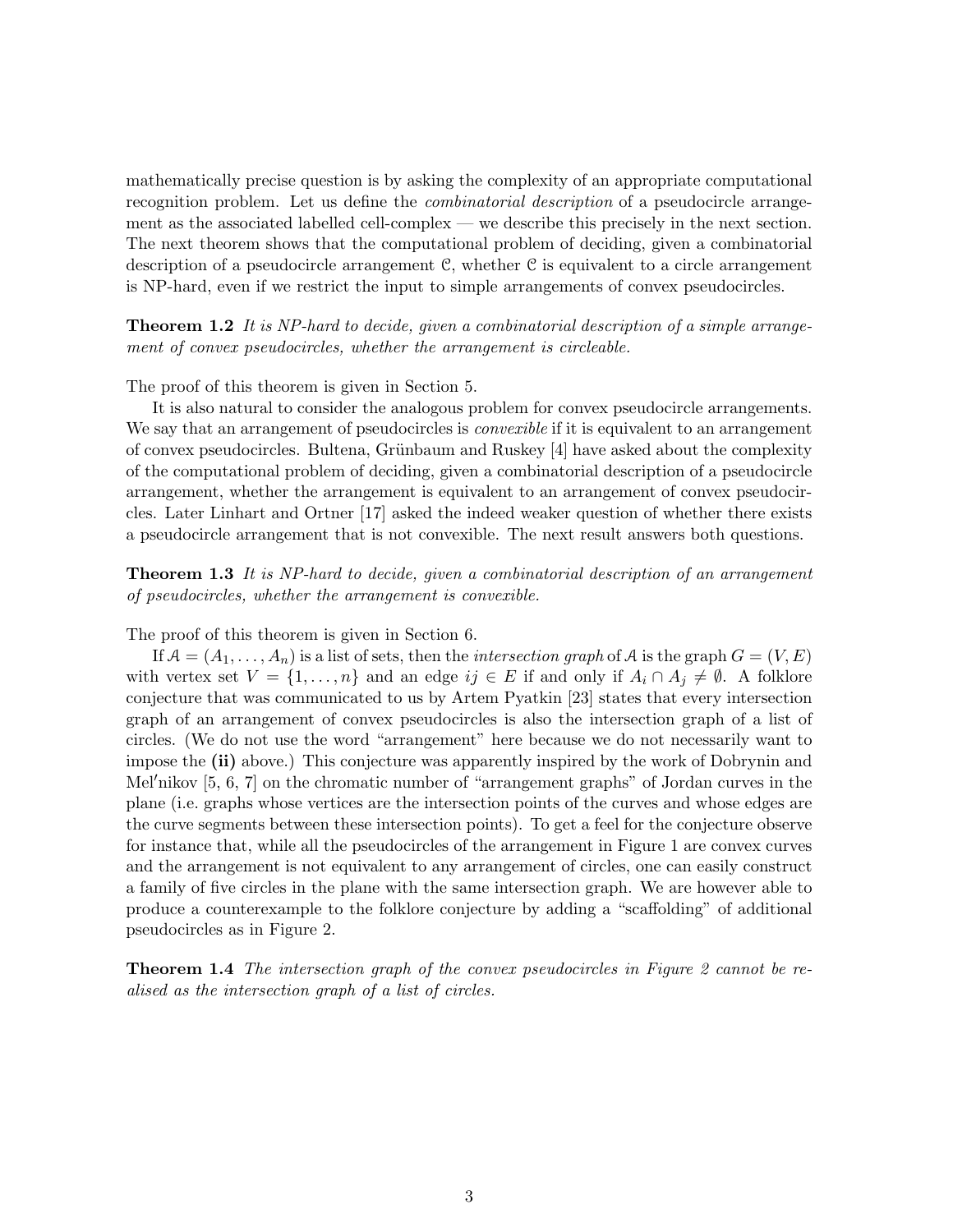mathematically precise question is by asking the complexity of an appropriate computational recognition problem. Let us define the *combinatorial description* of a pseudocircle arrangement as the associated labelled cell-complex — we describe this precisely in the next section. The next theorem shows that the computational problem of deciding, given a combinatorial description of a pseudocircle arrangement $\mathcal{C}$, whether $\mathcal{C}$ is equivalent to a circle arrangement is NP-hard, even if we restrict the input to simple arrangements of convex pseudocircles.

**Theorem 1.2** *It is NP-hard to decide, given a combinatorial description of a simple arrangement of convex pseudocircles, whether the arrangement is circleable.*

The proof of this theorem is given in Section 5.

It is also natural to consider the analogous problem for convex pseudocircle arrangements. We say that an arrangement of pseudocircles is *convexible* if it is equivalent to an arrangement of convex pseudocircles. Bultena, Grünbaum and Ruskey [4] have asked about the complexity of the computational problem of deciding, given a combinatorial description of a pseudocircle arrangement, whether the arrangement is equivalent to an arrangement of convex pseudocircles. Later Linhart and Ortner [17] asked the indeed weaker question of whether there exists a pseudocircle arrangement that is not convexible. The next result answers both questions.

**Theorem 1.3** *It is NP-hard to decide, given a combinatorial description of an arrangement of pseudocircles, whether the arrangement is convexible.*

The proof of this theorem is given in Section 6.

If $\mathcal{A} = (A_1, \dots, A_n)$ is a list of sets, then the *intersection graph* of $\mathcal{A}$ is the graph $G = (V, E)$ with vertex set $V = \{1, \dots, n\}$ and an edge $ij \in E$ if and only if $A_i \cap A_j \neq \emptyset$. A folklore conjecture that was communicated to us by Artem Pyatkin [23] states that every intersection graph of an arrangement of convex pseudocircles is also the intersection graph of a list of circles. (We do not use the word "arrangement" here because we do not necessarily want to impose the **(ii)** above.) This conjecture was apparently inspired by the work of Dobrynin and Mel′nikov [5, 6, 7] on the chromatic number of "arrangement graphs" of Jordan curves in the plane (i.e. graphs whose vertices are the intersection points of the curves and whose edges are the curve segments between these intersection points). To get a feel for the conjecture observe for instance that, while all the pseudocircles of the arrangement in Figure 1 are convex curves and the arrangement is not equivalent to any arrangement of circles, one can easily construct a family of five circles in the plane with the same intersection graph. We are however able to produce a counterexample to the folklore conjecture by adding a "scaffolding" of additional pseudocircles as in Figure 2.

**Theorem 1.4** *The intersection graph of the convex pseudocircles in Figure 2 cannot be realised as the intersection graph of a list of circles.*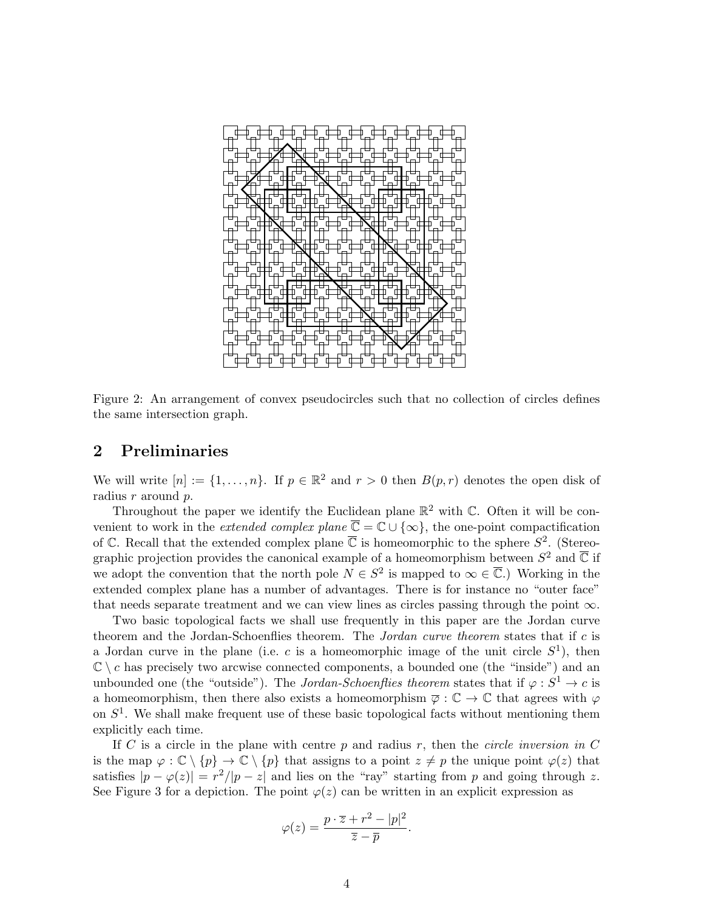Figure 2: An arrangement of convex pseudocircles such that no collection of circles defines the same intersection graph.

## 2 Preliminaries

We will write $[n] := \{1, \ldots, n\}$. If $p \in \mathbb{R}^2$ and $r > 0$ then $B(p, r)$ denotes the open disk of radius $r$ around $p$.

Throughout the paper we identify the Euclidean plane $\mathbb{R}^2$ with $\mathbb{C}$. Often it will be convenient to work in the *extended complex plane* $\overline{\mathbb{C}} = \mathbb{C} \cup \{\infty\}$, the one-point compactification of $\mathbb{C}$. Recall that the extended complex plane $\overline{\mathbb{C}}$ is homeomorphic to the sphere $S^2$. (Stereographic projection provides the canonical example of a homeomorphism between $S^2$ and $\overline{\mathbb{C}}$ if we adopt the convention that the north pole $N \in S^2$ is mapped to $\infty \in \overline{\mathbb{C}}$.) Working in the extended complex plane has a number of advantages. There is for instance no "outer face" that needs separate treatment and we can view lines as circles passing through the point $\infty$.

Two basic topological facts we shall use frequently in this paper are the Jordan curve theorem and the Jordan-Schoenflies theorem. The *Jordan curve theorem* states that if $c$ is a Jordan curve in the plane (i.e. $c$ is a homeomorphic image of the unit circle $S^1$), then $\mathbb{C} \setminus c$ has precisely two arcwise connected components, a bounded one (the "inside") and an unbounded one (the "outside"). The *Jordan-Schoenflies theorem* states that if $\varphi : S^1 \to c$ is a homeomorphism, then there also exists a homeomorphism $\overline{\varphi} : \mathbb{C} \to \mathbb{C}$ that agrees with $\varphi$ on $S^1$. We shall make frequent use of these basic topological facts without mentioning them explicitly each time.

If $C$ is a circle in the plane with centre $p$ and radius $r$, then the *circle inversion in* $C$ is the map $\varphi : \mathbb{C} \setminus \{p\} \to \mathbb{C} \setminus \{p\}$ that assigns to a point $z \neq p$ the unique point $\varphi(z)$ that satisfies $|p - \varphi(z)| = r^2 / |p - z|$ and lies on the "ray" starting from $p$ and going through $z$. See Figure 3 for a depiction. The point $\varphi(z)$ can be written in an explicit expression as

$$\varphi(z) = \frac{p \cdot \overline{z} + r^2 - |p|^2}{\overline{z} - \overline{p}}.$$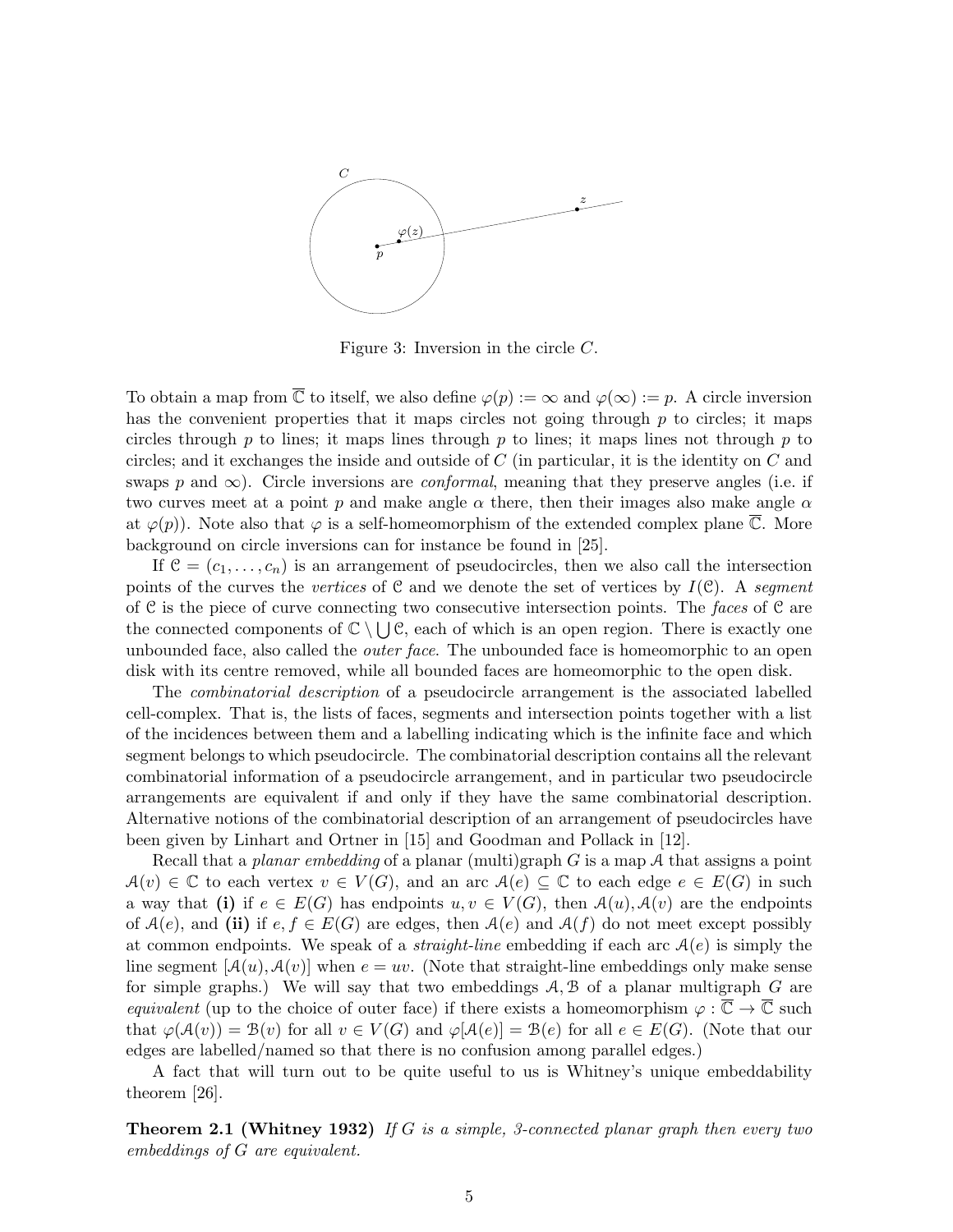Figure 3: Inversion in the circle $C$.

To obtain a map from $\overline{\mathbb{C}}$ to itself, we also define $\varphi(p) := \infty$ and $\varphi(\infty) := p$. A circle inversion has the convenient properties that it maps circles not going through $p$ to circles; it maps circles through $p$ to lines; it maps lines through $p$ to lines; it maps lines not through $p$ to circles; and it exchanges the inside and outside of $C$ (in particular, it is the identity on $C$ and swaps $p$ and $\infty$). Circle inversions are *conformal*, meaning that they preserve angles (i.e. if two curves meet at a point $p$ and make angle $\alpha$ there, then their images also make angle $\alpha$ at $\varphi(p)$). Note also that $\varphi$ is a self-homeomorphism of the extended complex plane $\overline{\mathbb{C}}$. More background on circle inversions can for instance be found in [25].

If $\mathcal{C} = (c_1, \dots, c_n)$ is an arrangement of pseudocircles, then we also call the intersection points of the curves the *vertices* of $\mathcal{C}$ and we denote the set of vertices by $I(\mathcal{C})$. A *segment* of $\mathcal{C}$ is the piece of curve connecting two consecutive intersection points. The *faces* of $\mathcal{C}$ are the connected components of $\mathbb{C} \setminus \bigcup \mathcal{C}$, each of which is an open region. There is exactly one unbounded face, also called the *outer face*. The unbounded face is homeomorphic to an open disk with its centre removed, while all bounded faces are homeomorphic to the open disk.

The *combinatorial description* of a pseudocircle arrangement is the associated labelled cell-complex. That is, the lists of faces, segments and intersection points together with a list of the incidences between them and a labelling indicating which is the infinite face and which segment belongs to which pseudocircle. The combinatorial description contains all the relevant combinatorial information of a pseudocircle arrangement, and in particular two pseudocircle arrangements are equivalent if and only if they have the same combinatorial description. Alternative notions of the combinatorial description of an arrangement of pseudocircles have been given by Linhart and Ortner in [15] and Goodman and Pollack in [12].

Recall that a *planar embedding* of a planar (multi)graph $G$ is a map $\mathcal{A}$ that assigns a point $\mathcal{A}(v) \in \mathbb{C}$ to each vertex $v \in V(G)$, and an arc $\mathcal{A}(e) \subseteq \mathbb{C}$ to each edge $e \in E(G)$ in such a way that **(i)** if $e \in E(G)$ has endpoints $u, v \in V(G)$, then $\mathcal{A}(u), \mathcal{A}(v)$ are the endpoints of $\mathcal{A}(e)$, and **(ii)** if $e, f \in E(G)$ are edges, then $\mathcal{A}(e)$ and $\mathcal{A}(f)$ do not meet except possibly at common endpoints. We speak of a *straight-line* embedding if each arc $\mathcal{A}(e)$ is simply the line segment $[\mathcal{A}(u), \mathcal{A}(v)]$ when $e = uv$. (Note that straight-line embeddings only make sense for simple graphs.) We will say that two embeddings $\mathcal{A}, \mathcal{B}$ of a planar multigraph $G$ are *equivalent* (up to the choice of outer face) if there exists a homeomorphism $\varphi : \overline{\mathbb{C}} \to \overline{\mathbb{C}}$ such that $\varphi(\mathcal{A}(v)) = \mathcal{B}(v)$ for all $v \in V(G)$ and $\varphi[\mathcal{A}(e)] = \mathcal{B}(e)$ for all $e \in E(G)$. (Note that our edges are labelled/named so that there is no confusion among parallel edges.)

A fact that will turn out to be quite useful to us is Whitney's unique embeddability theorem [26].

**Theorem 2.1 (Whitney 1932)** *If $G$ is a simple, 3-connected planar graph then every two embeddings of $G$ are equivalent.*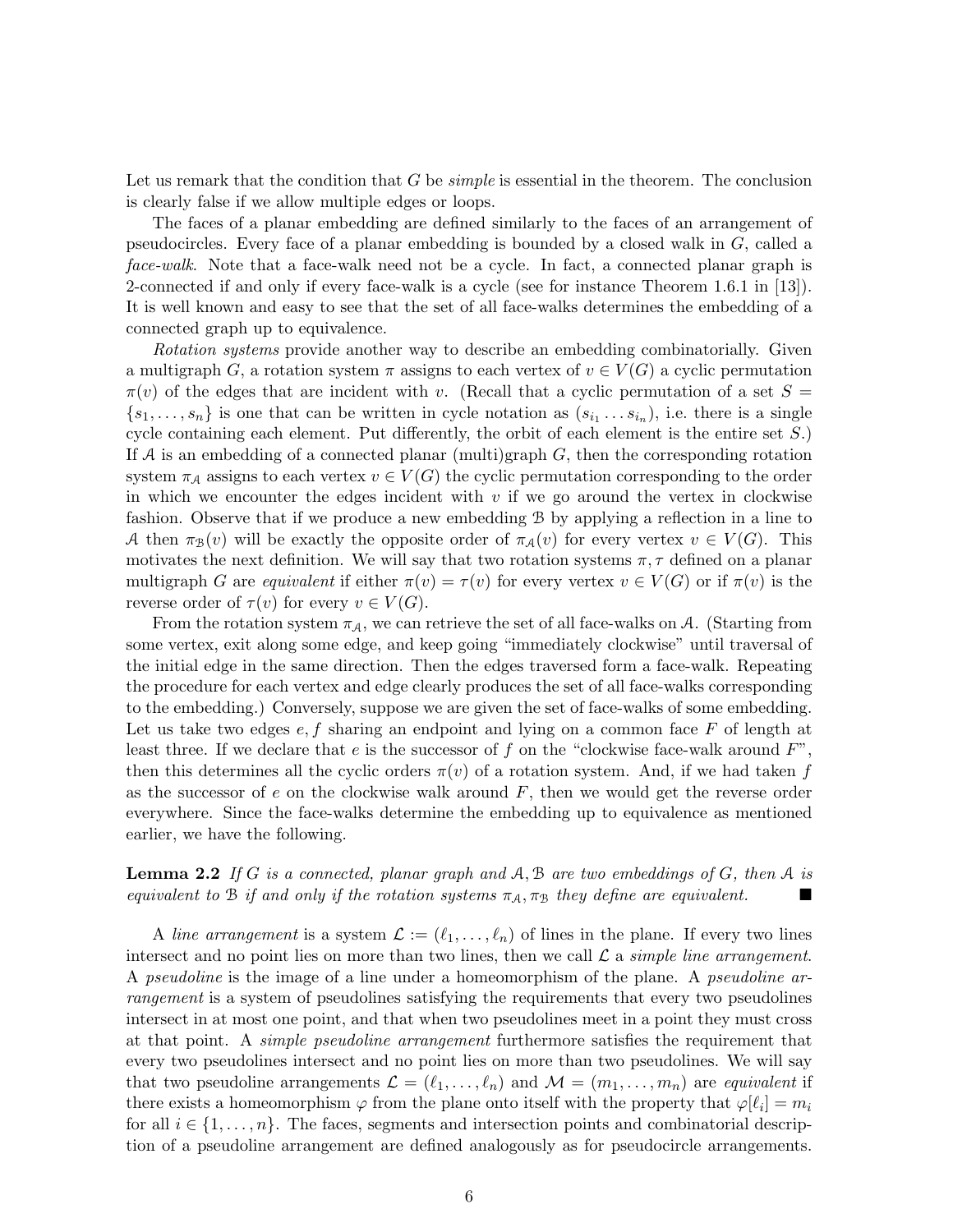Let us remark that the condition that $G$ be *simple* is essential in the theorem. The conclusion is clearly false if we allow multiple edges or loops.

The faces of a planar embedding are defined similarly to the faces of an arrangement of pseudocircles. Every face of a planar embedding is bounded by a closed walk in $G$, called a *face-walk*. Note that a face-walk need not be a cycle. In fact, a connected planar graph is 2-connected if and only if every face-walk is a cycle (see for instance Theorem 1.6.1 in [13]). It is well known and easy to see that the set of all face-walks determines the embedding of a connected graph up to equivalence.

*Rotation systems* provide another way to describe an embedding combinatorially. Given a multigraph $G$, a rotation system $\pi$ assigns to each vertex of $v \in V(G)$ a cyclic permutation $\pi(v)$ of the edges that are incident with $v$. (Recall that a cyclic permutation of a set $S = \{s_1, \dots, s_n\}$ is one that can be written in cycle notation as $(s_{i_1} \dots s_{i_n})$, i.e. there is a single cycle containing each element. Put differently, the orbit of each element is the entire set $S$.) If $\mathcal{A}$ is an embedding of a connected planar (multi)graph $G$, then the corresponding rotation system $\pi_{\mathcal{A}}$ assigns to each vertex $v \in V(G)$ the cyclic permutation corresponding to the order in which we encounter the edges incident with $v$ if we go around the vertex in clockwise fashion. Observe that if we produce a new embedding $\mathcal{B}$ by applying a reflection in a line to $\mathcal{A}$ then $\pi_{\mathcal{B}}(v)$ will be exactly the opposite order of $\pi_{\mathcal{A}}(v)$ for every vertex $v \in V(G)$. This motivates the next definition. We will say that two rotation systems $\pi, \tau$ defined on a planar multigraph $G$ are *equivalent* if either $\pi(v) = \tau(v)$ for every vertex $v \in V(G)$ or if $\pi(v)$ is the reverse order of $\tau(v)$ for every $v \in V(G)$.

From the rotation system $\pi_{\mathcal{A}}$, we can retrieve the set of all face-walks on $\mathcal{A}$. (Starting from some vertex, exit along some edge, and keep going "immediately clockwise" until traversal of the initial edge in the same direction. Then the edges traversed form a face-walk. Repeating the procedure for each vertex and edge clearly produces the set of all face-walks corresponding to the embedding.) Conversely, suppose we are given the set of face-walks of some embedding. Let us take two edges $e, f$ sharing an endpoint and lying on a common face $F$ of length at least three. If we declare that $e$ is the successor of $f$ on the "clockwise face-walk around $F$", then this determines all the cyclic orders $\pi(v)$ of a rotation system. And, if we had taken $f$ as the successor of $e$ on the clockwise walk around $F$, then we would get the reverse order everywhere. Since the face-walks determine the embedding up to equivalence as mentioned earlier, we have the following.

**Lemma 2.2** *If $G$ is a connected, planar graph and $\mathcal{A}, \mathcal{B}$ are two embeddings of $G$, then $\mathcal{A}$ is equivalent to $\mathcal{B}$ if and only if the rotation systems $\pi_{\mathcal{A}}, \pi_{\mathcal{B}}$ they define are equivalent.* ∎

A *line arrangement* is a system $\mathcal{L} := (\ell_1, \dots, \ell_n)$ of lines in the plane. If every two lines intersect and no point lies on more than two lines, then we call $\mathcal{L}$ a *simple line arrangement*. A *pseudoline* is the image of a line under a homeomorphism of the plane. A *pseudoline arrangement* is a system of pseudolines satisfying the requirements that every two pseudolines intersect in at most one point, and that when two pseudolines meet in a point they must cross at that point. A *simple pseudoline arrangement* furthermore satisfies the requirement that every two pseudolines intersect and no point lies on more than two pseudolines. We will say that two pseudoline arrangements $\mathcal{L} = (\ell_1, \dots, \ell_n)$ and $\mathcal{M} = (m_1, \dots, m_n)$ are *equivalent* if there exists a homeomorphism $\varphi$ from the plane onto itself with the property that $\varphi[\ell_i] = m_i$ for all $i \in \{1, \dots, n\}$. The faces, segments and intersection points and combinatorial description of a pseudoline arrangement are defined analogously as for pseudocircle arrangements.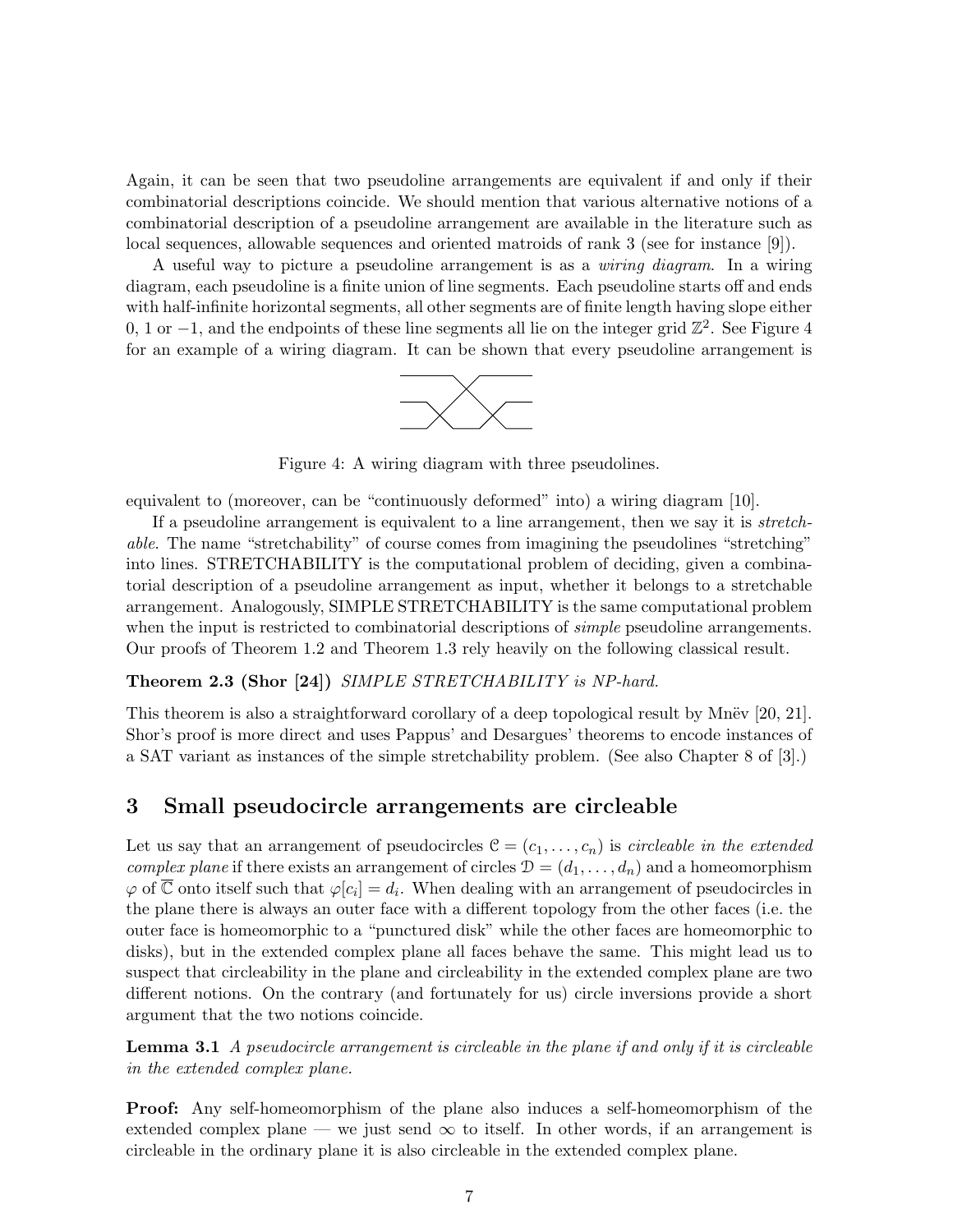Again, it can be seen that two pseudoline arrangements are equivalent if and only if their combinatorial descriptions coincide. We should mention that various alternative notions of a combinatorial description of a pseudoline arrangement are available in the literature such as local sequences, allowable sequences and oriented matroids of rank 3 (see for instance [9]).

A useful way to picture a pseudoline arrangement is as a *wiring diagram*. In a wiring diagram, each pseudoline is a finite union of line segments. Each pseudoline starts off and ends with half-infinite horizontal segments, all other segments are of finite length having slope either 0, 1 or $-1$, and the endpoints of these line segments all lie on the integer grid $\mathbb{Z}^2$. See Figure 4 for an example of a wiring diagram. It can be shown that every pseudoline arrangement is equivalent to (moreover, can be "continuously deformed" into) a wiring diagram [10].

Figure 4: A wiring diagram with three pseudolines.

If a pseudoline arrangement is equivalent to a line arrangement, then we say it is *stretchable*. The name "stretchability" of course comes from imagining the pseudolines "stretching" into lines. STRETCHABILITY is the computational problem of deciding, given a combinatorial description of a pseudoline arrangement as input, whether it belongs to a stretchable arrangement. Analogously, SIMPLE STRETCHABILITY is the same computational problem when the input is restricted to combinatorial descriptions of *simple* pseudoline arrangements. Our proofs of Theorem 1.2 and Theorem 1.3 rely heavily on the following classical result.

**Theorem 2.3 (Shor [24])** *SIMPLE STRETCHABILITY is NP-hard.*

This theorem is also a straightforward corollary of a deep topological result by Mnëv [20, 21]. Shor's proof is more direct and uses Pappus' and Desargues' theorems to encode instances of a SAT variant as instances of the simple stretchability problem. (See also Chapter 8 of [3].)

## 3 Small pseudocircle arrangements are circleable

Let us say that an arrangement of pseudocircles $\mathcal{C} = (c_1, \dots, c_n)$ is *circleable in the extended complex plane* if there exists an arrangement of circles $\mathcal{D} = (d_1, \dots, d_n)$ and a homeomorphism $\varphi$ of $\overline{\mathbb{C}}$ onto itself such that $\varphi[c_i] = d_i$. When dealing with an arrangement of pseudocircles in the plane there is always an outer face with a different topology from the other faces (i.e. the outer face is homeomorphic to a "punctured disk" while the other faces are homeomorphic to disks), but in the extended complex plane all faces behave the same. This might lead us to suspect that circleability in the plane and circleability in the extended complex plane are two different notions. On the contrary (and fortunately for us) circle inversions provide a short argument that the two notions coincide.

**Lemma 3.1** *A pseudocircle arrangement is circleable in the plane if and only if it is circleable in the extended complex plane.*

**Proof:** Any self-homeomorphism of the plane also induces a self-homeomorphism of the extended complex plane — we just send $\infty$ to itself. In other words, if an arrangement is circleable in the ordinary plane it is also circleable in the extended complex plane.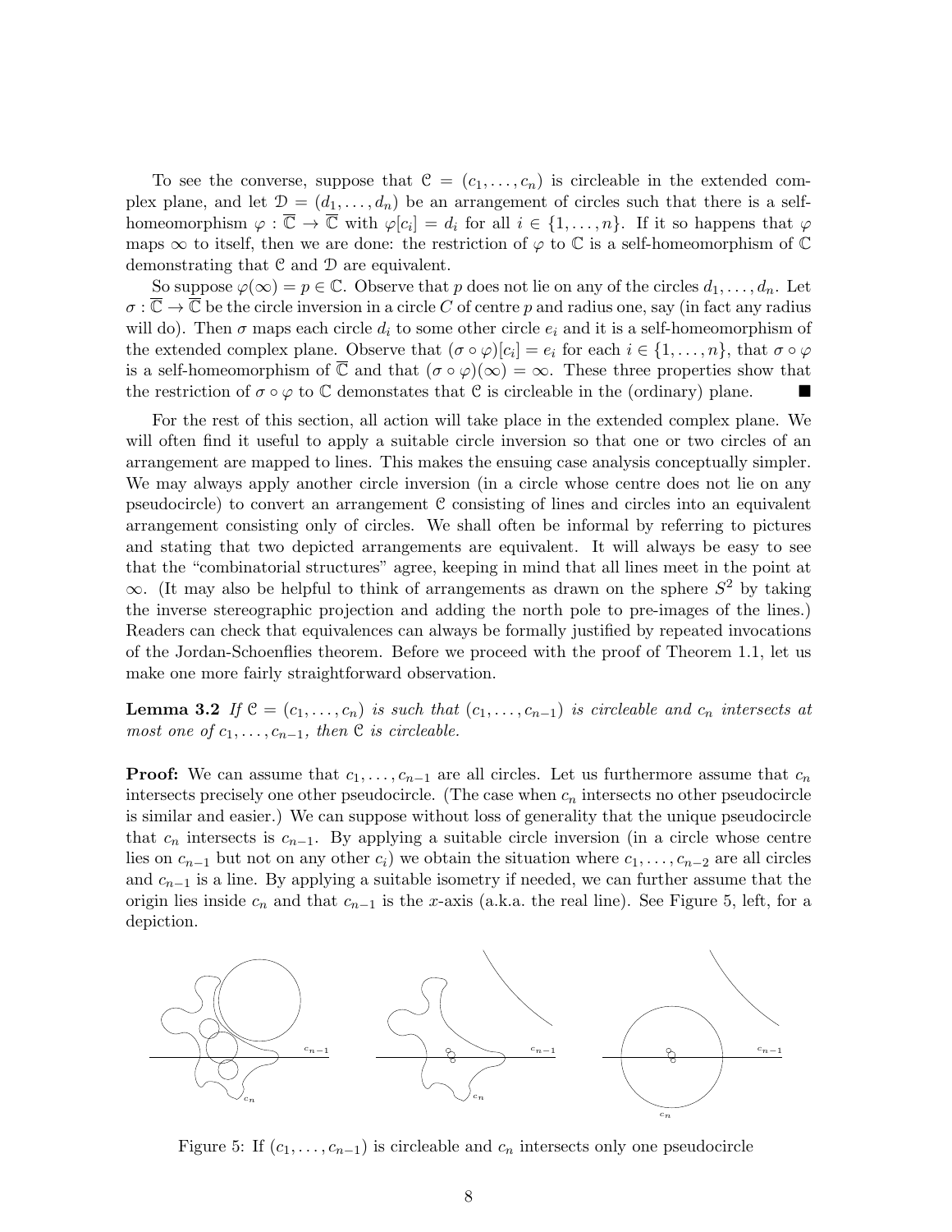To see the converse, suppose that $\mathcal{C} = (c_1, \dots, c_n)$ is circleable in the extended complex plane, and let $\mathcal{D} = (d_1, \dots, d_n)$ be an arrangement of circles such that there is a self-homeomorphism $\varphi : \overline{\mathbb{C}} \to \overline{\mathbb{C}}$ with $\varphi[c_i] = d_i$ for all $i \in \{1, \dots, n\}$. If it so happens that $\varphi$ maps $\infty$ to itself, then we are done: the restriction of $\varphi$ to $\mathbb{C}$ is a self-homeomorphism of $\mathbb{C}$ demonstrating that $\mathcal{C}$ and $\mathcal{D}$ are equivalent.

So suppose $\varphi(\infty) = p \in \mathbb{C}$. Observe that $p$ does not lie on any of the circles $d_1, \dots, d_n$. Let $\sigma : \overline{\mathbb{C}} \to \overline{\mathbb{C}}$ be the circle inversion in a circle $C$ of centre $p$ and radius one, say (in fact any radius will do). Then $\sigma$ maps each circle $d_i$ to some other circle $e_i$ and it is a self-homeomorphism of the extended complex plane. Observe that $(\sigma \circ \varphi)[c_i] = e_i$ for each $i \in \{1, \dots, n\}$, that $\sigma \circ \varphi$ is a self-homeomorphism of $\overline{\mathbb{C}}$ and that $(\sigma \circ \varphi)(\infty) = \infty$. These three properties show that the restriction of $\sigma \circ \varphi$ to $\mathbb{C}$ demonstates that $\mathcal{C}$ is circleable in the (ordinary) plane. ■

For the rest of this section, all action will take place in the extended complex plane. We will often find it useful to apply a suitable circle inversion so that one or two circles of an arrangement are mapped to lines. This makes the ensuing case analysis conceptually simpler. We may always apply another circle inversion (in a circle whose centre does not lie on any pseudocircle) to convert an arrangement $\mathcal{C}$ consisting of lines and circles into an equivalent arrangement consisting only of circles. We shall often be informal by referring to pictures and stating that two depicted arrangements are equivalent. It will always be easy to see that the "combinatorial structures" agree, keeping in mind that all lines meet in the point at $\infty$. (It may also be helpful to think of arrangements as drawn on the sphere $S^2$ by taking the inverse stereographic projection and adding the north pole to pre-images of the lines.) Readers can check that equivalences can always be formally justified by repeated invocations of the Jordan-Schoenflies theorem. Before we proceed with the proof of Theorem 1.1, let us make one more fairly straightforward observation.

**Lemma 3.2** *If $\mathcal{C} = (c_1, \dots, c_n)$ is such that $(c_1, \dots, c_{n-1})$ is circleable and $c_n$ intersects at most one of $c_1, \dots, c_{n-1}$, then $\mathcal{C}$ is circleable.*

**Proof:** We can assume that $c_1, \dots, c_{n-1}$ are all circles. Let us furthermore assume that $c_n$ intersects precisely one other pseudocircle. (The case when $c_n$ intersects no other pseudocircle is similar and easier.) We can suppose without loss of generality that the unique pseudocircle that $c_n$ intersects is $c_{n-1}$. By applying a suitable circle inversion (in a circle whose centre lies on $c_{n-1}$ but not on any other $c_i$) we obtain the situation where $c_1, \dots, c_{n-2}$ are all circles and $c_{n-1}$ is a line. By applying a suitable isometry if needed, we can further assume that the origin lies inside $c_n$ and that $c_{n-1}$ is the $x$-axis (a.k.a. the real line). See Figure 5, left, for a depiction.

Figure 5: If $(c_1, \dots, c_{n-1})$ is circleable and $c_n$ intersects only one pseudocircle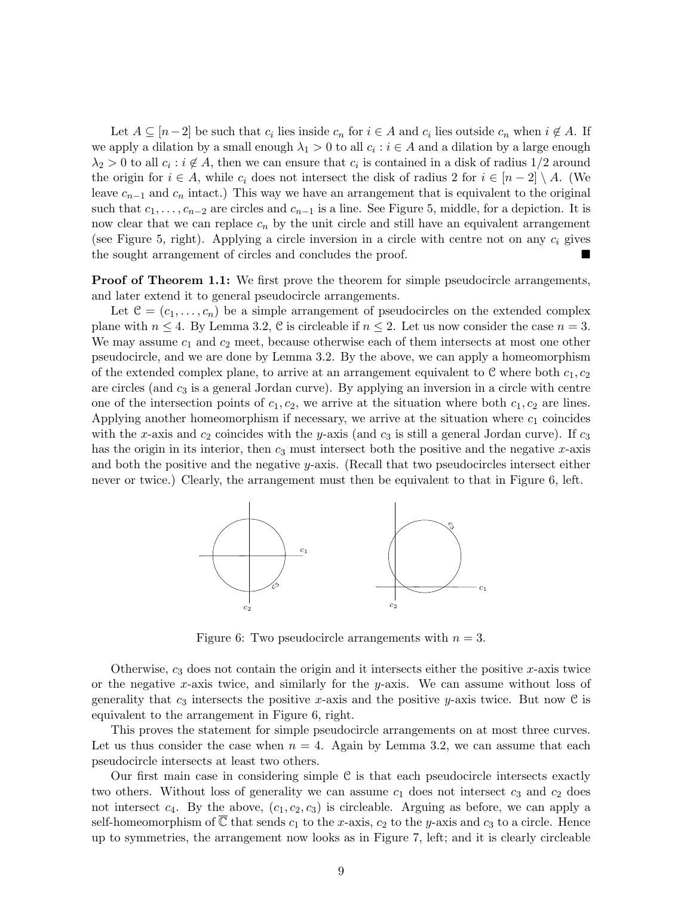Let $A \subseteq [n-2]$ be such that $c_i$ lies inside $c_n$ for $i \in A$ and $c_i$ lies outside $c_n$ when $i \notin A$. If we apply a dilation by a small enough $\lambda_1 > 0$ to all $c_i : i \in A$ and a dilation by a large enough $\lambda_2 > 0$ to all $c_i : i \notin A$, then we can ensure that $c_i$ is contained in a disk of radius $1/2$ around the origin for $i \in A$, while $c_i$ does not intersect the disk of radius 2 for $i \in [n-2] \setminus A$. (We leave $c_{n-1}$ and $c_n$ intact.) This way we have an arrangement that is equivalent to the original such that $c_1, \dots, c_{n-2}$ are circles and $c_{n-1}$ is a line. See Figure 5, middle, for a depiction. It is now clear that we can replace $c_n$ by the unit circle and still have an equivalent arrangement (see Figure 5, right). Applying a circle inversion in a circle with centre not on any $c_i$ gives the sought arrangement of circles and concludes the proof. ■

**Proof of Theorem 1.1:** We first prove the theorem for simple pseudocircle arrangements, and later extend it to general pseudocircle arrangements.

Let $\mathcal{C} = (c_1, \dots, c_n)$ be a simple arrangement of pseudocircles on the extended complex plane with $n \leq 4$. By Lemma 3.2, $\mathcal{C}$ is circleable if $n \leq 2$. Let us now consider the case $n = 3$. We may assume $c_1$ and $c_2$ meet, because otherwise each of them intersects at most one other pseudocircle, and we are done by Lemma 3.2. By the above, we can apply a homeomorphism of the extended complex plane, to arrive at an arrangement equivalent to $\mathcal{C}$ where both $c_1, c_2$ are circles (and $c_3$ is a general Jordan curve). By applying an inversion in a circle with centre one of the intersection points of $c_1, c_2$, we arrive at the situation where both $c_1, c_2$ are lines. Applying another homeomorphism if necessary, we arrive at the situation where $c_1$ coincides with the $x$-axis and $c_2$ coincides with the $y$-axis (and $c_3$ is still a general Jordan curve). If $c_3$ has the origin in its interior, then $c_3$ must intersect both the positive and the negative $x$-axis and both the positive and the negative $y$-axis. (Recall that two pseudocircles intersect either never or twice.) Clearly, the arrangement must then be equivalent to that in Figure 6, left.

Figure 6: Two pseudocircle arrangements with $n = 3$.

Otherwise, $c_3$ does not contain the origin and it intersects either the positive $x$-axis twice or the negative $x$-axis twice, and similarly for the $y$-axis. We can assume without loss of generality that $c_3$ intersects the positive $x$-axis and the positive $y$-axis twice. But now $\mathcal{C}$ is equivalent to the arrangement in Figure 6, right.

This proves the statement for simple pseudocircle arrangements on at most three curves. Let us thus consider the case when $n = 4$. Again by Lemma 3.2, we can assume that each pseudocircle intersects at least two others.

Our first main case in considering simple $\mathcal{C}$ is that each pseudocircle intersects exactly two others. Without loss of generality we can assume $c_1$ does not intersect $c_3$ and $c_2$ does not intersect $c_4$. By the above, $(c_1, c_2, c_3)$ is circleable. Arguing as before, we can apply a self-homeomorphism of $\overline{\mathbb{C}}$ that sends $c_1$ to the $x$-axis, $c_2$ to the $y$-axis and $c_3$ to a circle. Hence up to symmetries, the arrangement now looks as in Figure 7, left; and it is clearly circleable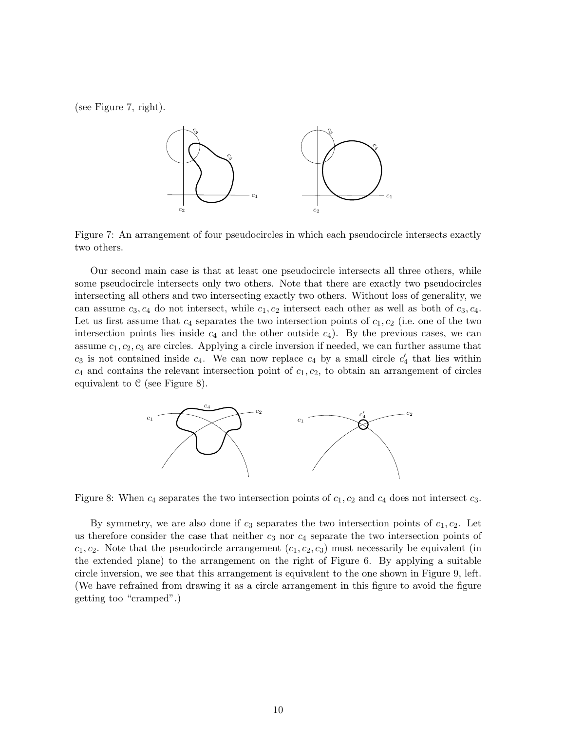(see Figure 7, right).

Figure 7: An arrangement of four pseudocircles in which each pseudocircle intersects exactly two others.

Our second main case is that at least one pseudocircle intersects all three others, while some pseudocircle intersects only two others. Note that there are exactly two pseudocircles intersecting all others and two intersecting exactly two others. Without loss of generality, we can assume $c_3, c_4$ do not intersect, while $c_1, c_2$ intersect each other as well as both of $c_3, c_4$. Let us first assume that $c_4$ separates the two intersection points of $c_1, c_2$ (i.e. one of the two intersection points lies inside $c_4$ and the other outside $c_4$). By the previous cases, we can assume $c_1, c_2, c_3$ are circles. Applying a circle inversion if needed, we can further assume that $c_3$ is not contained inside $c_4$. We can now replace $c_4$ by a small circle $c_4'$ that lies within $c_4$ and contains the relevant intersection point of $c_1, c_2$, to obtain an arrangement of circles equivalent to $\mathcal{C}$ (see Figure 8).

Figure 8: When $c_4$ separates the two intersection points of $c_1, c_2$ and $c_4$ does not intersect $c_3$.

By symmetry, we are also done if $c_3$ separates the two intersection points of $c_1, c_2$. Let us therefore consider the case that neither $c_3$ nor $c_4$ separate the two intersection points of $c_1, c_2$. Note that the pseudocircle arrangement $(c_1, c_2, c_3)$ must necessarily be equivalent (in the extended plane) to the arrangement on the right of Figure 6. By applying a suitable circle inversion, we see that this arrangement is equivalent to the one shown in Figure 9, left. (We have refrained from drawing it as a circle arrangement in this figure to avoid the figure getting too "cramped".)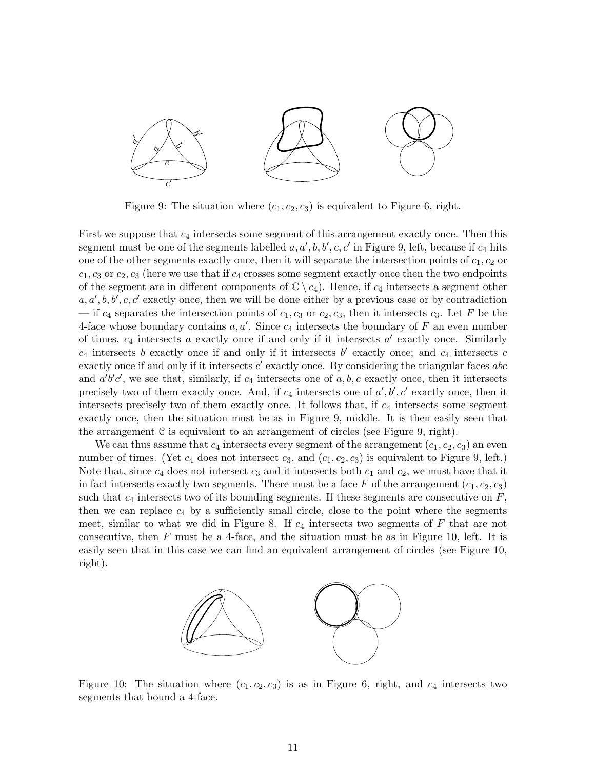Figure 9: The situation where $(c_1, c_2, c_3)$ is equivalent to Figure 6, right.

First we suppose that $c_4$ intersects some segment of this arrangement exactly once. Then this segment must be one of the segments labelled $a, a', b, b', c, c'$ in Figure 9, left, because if $c_4$ hits one of the other segments exactly once, then it will separate the intersection points of $c_1, c_2$ or $c_1, c_3$ or $c_2, c_3$ (here we use that if $c_4$ crosses some segment exactly once then the two endpoints of the segment are in different components of $\overline{\mathbb{C}} \setminus c_4$). Hence, if $c_4$ intersects a segment other $a, a', b, b', c, c'$ exactly once, then we will be done either by a previous case or by contradiction — if $c_4$ separates the intersection points of $c_1, c_3$ or $c_2, c_3$, then it intersects $c_3$. Let $F$ be the 4-face whose boundary contains $a, a'$. Since $c_4$ intersects the boundary of $F$ an even number of times, $c_4$ intersects $a$ exactly once if and only if it intersects $a'$ exactly once. Similarly $c_4$ intersects $b$ exactly once if and only if it intersects $b'$ exactly once; and $c_4$ intersects $c$ exactly once if and only if it intersects $c'$ exactly once. By considering the triangular faces $abc$ and $a'b'c'$, we see that, similarly, if $c_4$ intersects one of $a, b, c$ exactly once, then it intersects precisely two of them exactly once. And, if $c_4$ intersects one of $a', b', c'$ exactly once, then it intersects precisely two of them exactly once. It follows that, if $c_4$ intersects some segment exactly once, then the situation must be as in Figure 9, middle. It is then easily seen that the arrangement $\mathcal{C}$ is equivalent to an arrangement of circles (see Figure 9, right).

We can thus assume that $c_4$ intersects every segment of the arrangement $(c_1, c_2, c_3)$ an even number of times. (Yet $c_4$ does not intersect $c_3$, and $(c_1, c_2, c_3)$ is equivalent to Figure 9, left.) Note that, since $c_4$ does not intersect $c_3$ and it intersects both $c_1$ and $c_2$, we must have that it in fact intersects exactly two segments. There must be a face $F$ of the arrangement $(c_1, c_2, c_3)$ such that $c_4$ intersects two of its bounding segments. If these segments are consecutive on $F$, then we can replace $c_4$ by a sufficiently small circle, close to the point where the segments meet, similar to what we did in Figure 8. If $c_4$ intersects two segments of $F$ that are not consecutive, then $F$ must be a 4-face, and the situation must be as in Figure 10, left. It is easily seen that in this case we can find an equivalent arrangement of circles (see Figure 10, right).

Figure 10: The situation where $(c_1, c_2, c_3)$ is as in Figure 6, right, and $c_4$ intersects two segments that bound a 4-face.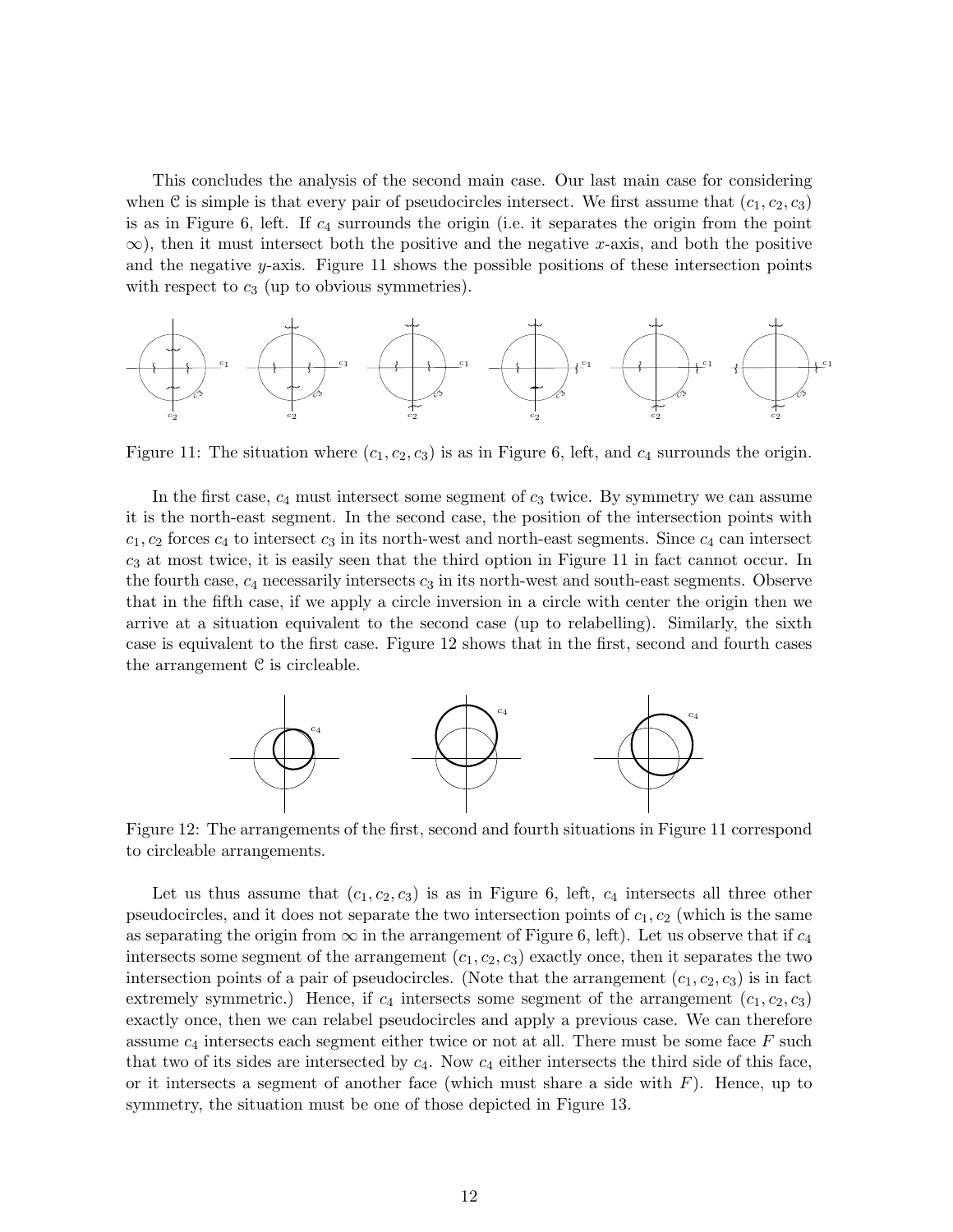This concludes the analysis of the second main case. Our last main case for considering when $\mathcal{C}$ is simple is that every pair of pseudocircles intersect. We first assume that $(c_1, c_2, c_3)$ is as in Figure 6, left. If $c_4$ surrounds the origin (i.e. it separates the origin from the point $\infty$), then it must intersect both the positive and the negative $x$-axis, and both the positive and the negative $y$-axis. Figure 11 shows the possible positions of these intersection points with respect to $c_3$ (up to obvious symmetries).

Figure 11: The situation where $(c_1, c_2, c_3)$ is as in Figure 6, left, and $c_4$ surrounds the origin.

In the first case, $c_4$ must intersect some segment of $c_3$ twice. By symmetry we can assume it is the north-east segment. In the second case, the position of the intersection points with $c_1, c_2$ forces $c_4$ to intersect $c_3$ in its north-west and north-east segments. Since $c_4$ can intersect $c_3$ at most twice, it is easily seen that the third option in Figure 11 in fact cannot occur. In the fourth case, $c_4$ necessarily intersects $c_3$ in its north-west and south-east segments. Observe that in the fifth case, if we apply a circle inversion in a circle with center the origin then we arrive at a situation equivalent to the second case (up to relabelling). Similarly, the sixth case is equivalent to the first case. Figure 12 shows that in the first, second and fourth cases the arrangement $\mathcal{C}$ is circleable.

Figure 12: The arrangements of the first, second and fourth situations in Figure 11 correspond to circleable arrangements.

Let us thus assume that $(c_1, c_2, c_3)$ is as in Figure 6, left, $c_4$ intersects all three other pseudocircles, and it does not separate the two intersection points of $c_1, c_2$ (which is the same as separating the origin from $\infty$ in the arrangement of Figure 6, left). Let us observe that if $c_4$ intersects some segment of the arrangement $(c_1, c_2, c_3)$ exactly once, then it separates the two intersection points of a pair of pseudocircles. (Note that the arrangement $(c_1, c_2, c_3)$ is in fact extremely symmetric.) Hence, if $c_4$ intersects some segment of the arrangement $(c_1, c_2, c_3)$ exactly once, then we can relabel pseudocircles and apply a previous case. We can therefore assume $c_4$ intersects each segment either twice or not at all. There must be some face $F$ such that two of its sides are intersected by $c_4$. Now $c_4$ either intersects the third side of this face, or it intersects a segment of another face (which must share a side with $F$). Hence, up to symmetry, the situation must be one of those depicted in Figure 13.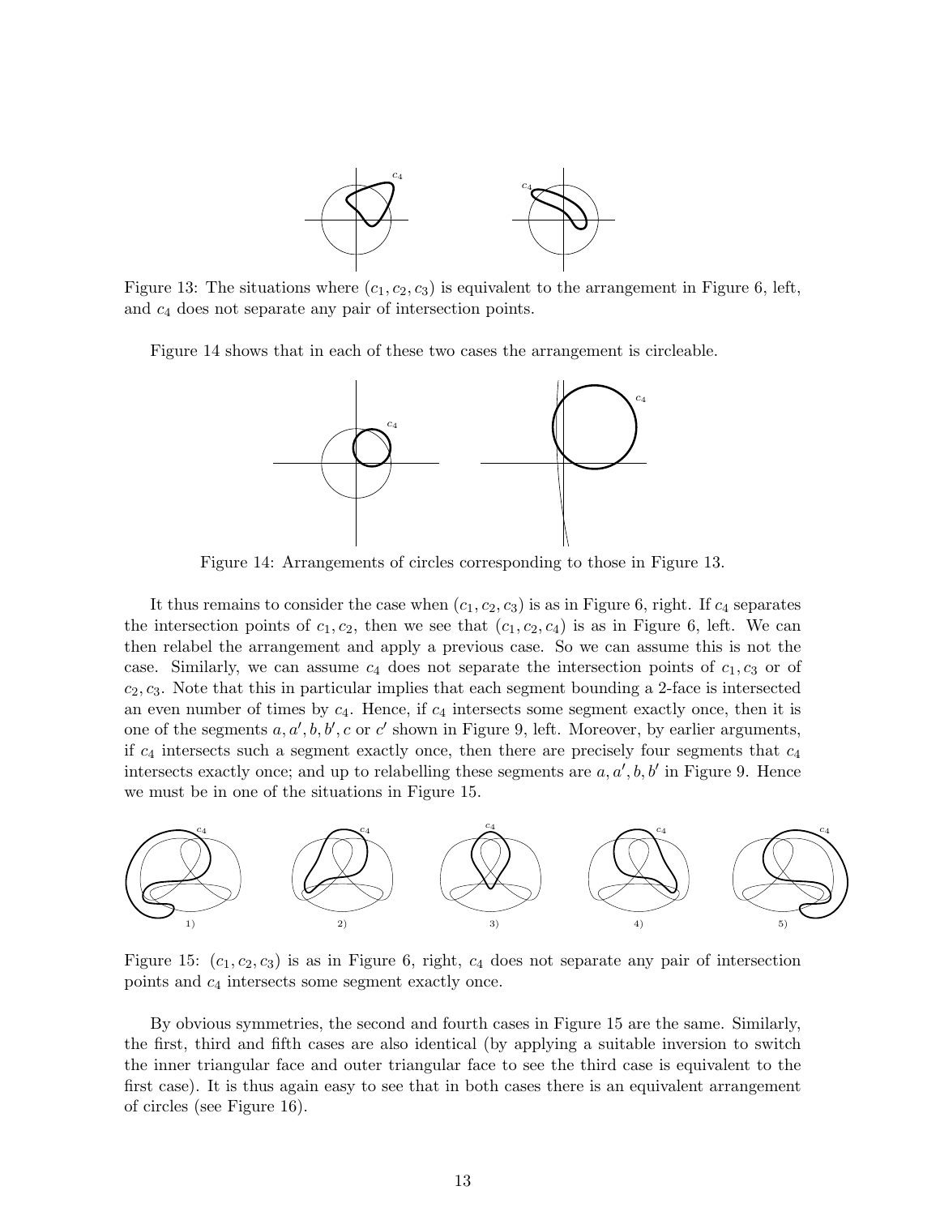Figure 13: The situations where $(c_1, c_2, c_3)$ is equivalent to the arrangement in Figure 6, left, and $c_4$ does not separate any pair of intersection points.

Figure 14 shows that in each of these two cases the arrangement is circleable.

Figure 14: Arrangements of circles corresponding to those in Figure 13.

It thus remains to consider the case when $(c_1, c_2, c_3)$ is as in Figure 6, right. If $c_4$ separates the intersection points of $c_1, c_2$, then we see that $(c_1, c_2, c_4)$ is as in Figure 6, left. We can then relabel the arrangement and apply a previous case. So we can assume this is not the case. Similarly, we can assume $c_4$ does not separate the intersection points of $c_1, c_3$ or of $c_2, c_3$. Note that this in particular implies that each segment bounding a 2-face is intersected an even number of times by $c_4$. Hence, if $c_4$ intersects some segment exactly once, then it is one of the segments $a, a', b, b', c$ or $c'$ shown in Figure 9, left. Moreover, by earlier arguments, if $c_4$ intersects such a segment exactly once, then there are precisely four segments that $c_4$ intersects exactly once; and up to relabelling these segments are $a, a', b, b'$ in Figure 9. Hence we must be in one of the situations in Figure 15.

Figure 15: $(c_1, c_2, c_3)$ is as in Figure 6, right, $c_4$ does not separate any pair of intersection points and $c_4$ intersects some segment exactly once.

By obvious symmetries, the second and fourth cases in Figure 15 are the same. Similarly, the first, third and fifth cases are also identical (by applying a suitable inversion to switch the inner triangular face and outer triangular face to see the third case is equivalent to the first case). It is thus again easy to see that in both cases there is an equivalent arrangement of circles (see Figure 16).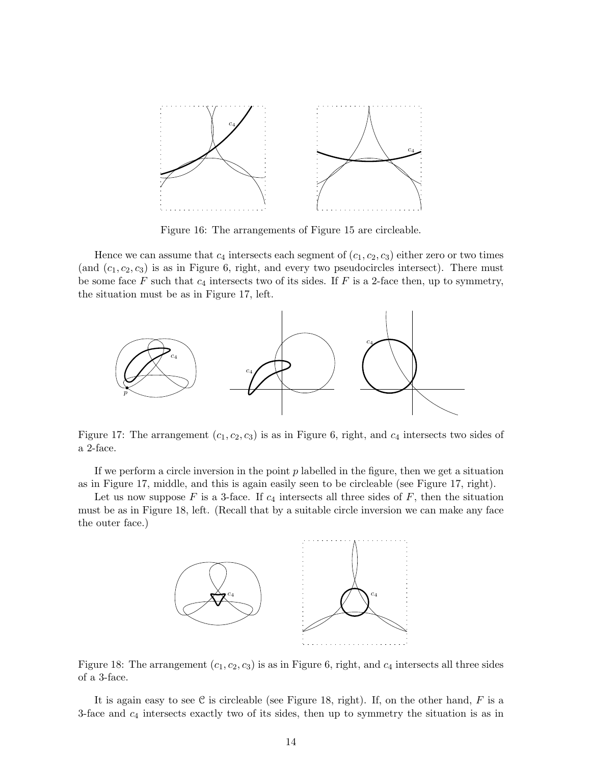Figure 16: The arrangements of Figure 15 are circleable.

Hence we can assume that $c_4$ intersects each segment of $(c_1, c_2, c_3)$ either zero or two times (and $(c_1, c_2, c_3)$ is as in Figure 6, right, and every two pseudocircles intersect). There must be some face $F$ such that $c_4$ intersects two of its sides. If $F$ is a 2-face then, up to symmetry, the situation must be as in Figure 17, left.

Figure 17: The arrangement $(c_1, c_2, c_3)$ is as in Figure 6, right, and $c_4$ intersects two sides of a 2-face.

If we perform a circle inversion in the point $p$ labelled in the figure, then we get a situation as in Figure 17, middle, and this is again easily seen to be circleable (see Figure 17, right).

Let us now suppose $F$ is a 3-face. If $c_4$ intersects all three sides of $F$, then the situation must be as in Figure 18, left. (Recall that by a suitable circle inversion we can make any face the outer face.)

Figure 18: The arrangement $(c_1, c_2, c_3)$ is as in Figure 6, right, and $c_4$ intersects all three sides of a 3-face.

It is again easy to see $\mathcal{C}$ is circleable (see Figure 18, right). If, on the other hand, $F$ is a 3-face and $c_4$ intersects exactly two of its sides, then up to symmetry the situation is as in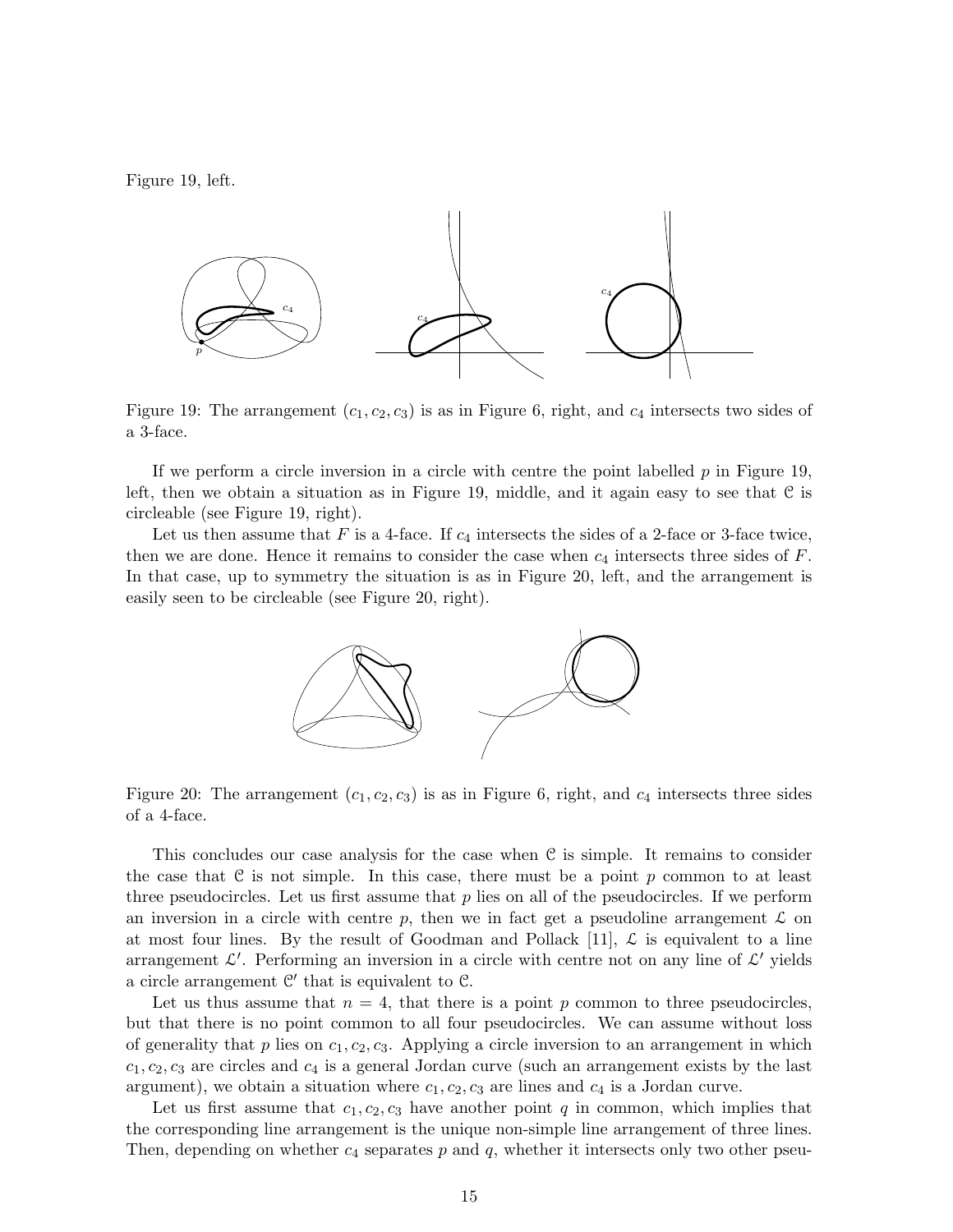Figure 19, left.

Figure 19: The arrangement $(c_1, c_2, c_3)$ is as in Figure 6, right, and $c_4$ intersects two sides of a 3-face.

If we perform a circle inversion in a circle with centre the point labelled $p$ in Figure 19, left, then we obtain a situation as in Figure 19, middle, and it again easy to see that $\mathcal{C}$ is circleable (see Figure 19, right).

Let us then assume that $F$ is a 4-face. If $c_4$ intersects the sides of a 2-face or 3-face twice, then we are done. Hence it remains to consider the case when $c_4$ intersects three sides of $F$. In that case, up to symmetry the situation is as in Figure 20, left, and the arrangement is easily seen to be circleable (see Figure 20, right).

Figure 20: The arrangement $(c_1, c_2, c_3)$ is as in Figure 6, right, and $c_4$ intersects three sides of a 4-face.

This concludes our case analysis for the case when $\mathcal{C}$ is simple. It remains to consider the case that $\mathcal{C}$ is not simple. In this case, there must be a point $p$ common to at least three pseudocircles. Let us first assume that $p$ lies on all of the pseudocircles. If we perform an inversion in a circle with centre $p$, then we in fact get a pseudoline arrangement $\mathcal{L}$ on at most four lines. By the result of Goodman and Pollack [11], $\mathcal{L}$ is equivalent to a line arrangement $\mathcal{L}'$. Performing an inversion in a circle with centre not on any line of $\mathcal{L}'$ yields a circle arrangement $\mathcal{C}'$ that is equivalent to $\mathcal{C}$.

Let us thus assume that $n = 4$, that there is a point $p$ common to three pseudocircles, but that there is no point common to all four pseudocircles. We can assume without loss of generality that $p$ lies on $c_1, c_2, c_3$. Applying a circle inversion to an arrangement in which $c_1, c_2, c_3$ are circles and $c_4$ is a general Jordan curve (such an arrangement exists by the last argument), we obtain a situation where $c_1, c_2, c_3$ are lines and $c_4$ is a Jordan curve.

Let us first assume that $c_1, c_2, c_3$ have another point $q$ in common, which implies that the corresponding line arrangement is the unique non-simple line arrangement of three lines. Then, depending on whether $c_4$ separates $p$ and $q$, whether it intersects only two other pseu-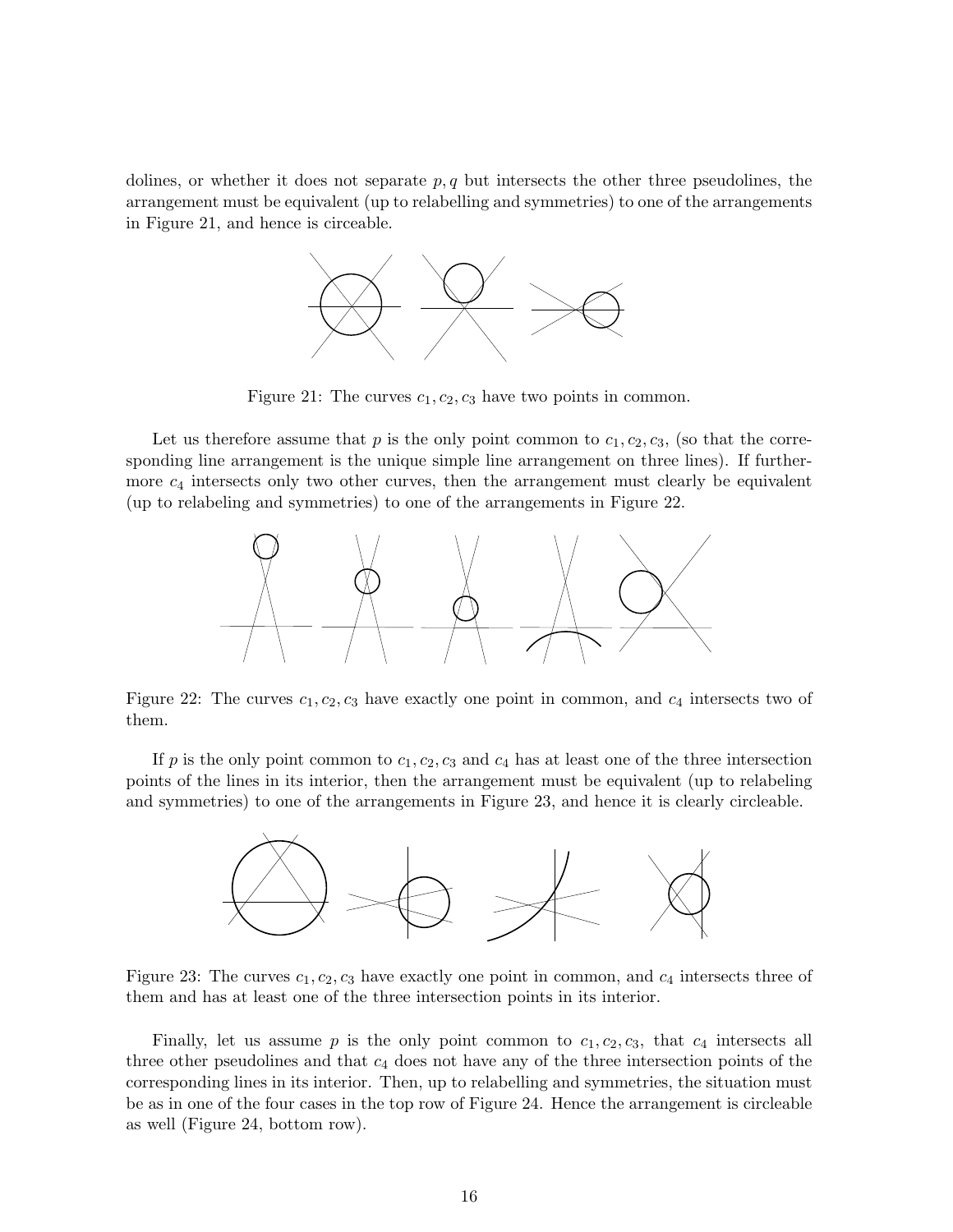dolines, or whether it does not separate $p, q$ but intersects the other three pseudolines, the arrangement must be equivalent (up to relabelling and symmetries) to one of the arrangements in Figure 21, and hence is circeable.

Figure 21: The curves $c_1, c_2, c_3$ have two points in common.

Let us therefore assume that $p$ is the only point common to $c_1, c_2, c_3$, (so that the corresponding line arrangement is the unique simple line arrangement on three lines). If furthermore $c_4$ intersects only two other curves, then the arrangement must clearly be equivalent (up to relabeling and symmetries) to one of the arrangements in Figure 22.

Figure 22: The curves $c_1, c_2, c_3$ have exactly one point in common, and $c_4$ intersects two of them.

If $p$ is the only point common to $c_1, c_2, c_3$ and $c_4$ has at least one of the three intersection points of the lines in its interior, then the arrangement must be equivalent (up to relabeling and symmetries) to one of the arrangements in Figure 23, and hence it is clearly circleable.

Figure 23: The curves $c_1, c_2, c_3$ have exactly one point in common, and $c_4$ intersects three of them and has at least one of the three intersection points in its interior.

Finally, let us assume $p$ is the only point common to $c_1, c_2, c_3$, that $c_4$ intersects all three other pseudolines and that $c_4$ does not have any of the three intersection points of the corresponding lines in its interior. Then, up to relabelling and symmetries, the situation must be as in one of the four cases in the top row of Figure 24. Hence the arrangement is circleable as well (Figure 24, bottom row).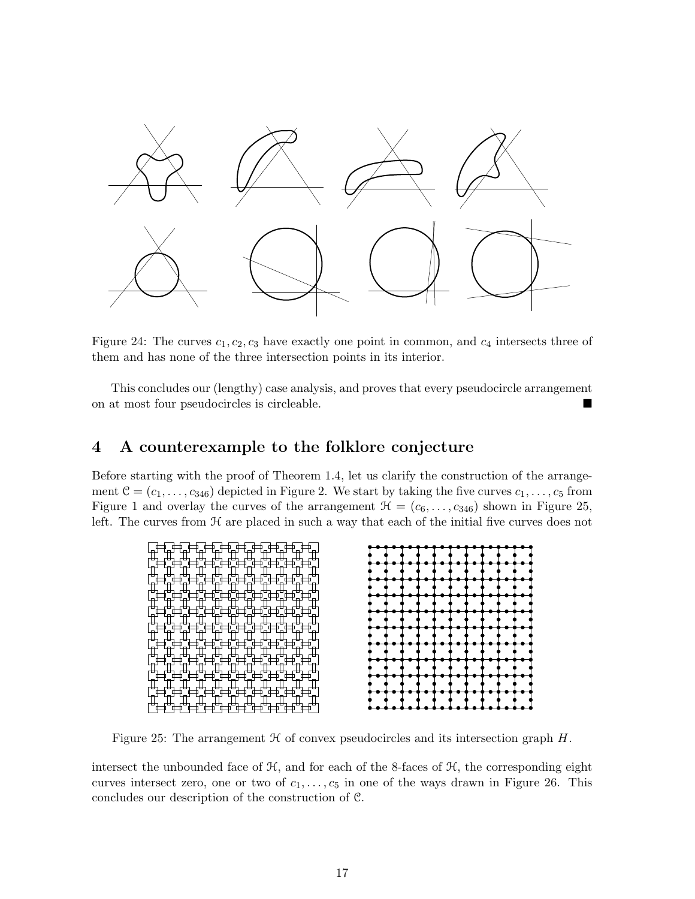Figure 24: The curves $c_1, c_2, c_3$ have exactly one point in common, and $c_4$ intersects three of them and has none of the three intersection points in its interior.

This concludes our (lengthy) case analysis, and proves that every pseudocircle arrangement on at most four pseudocircles is circleable. ■

## 4 A counterexample to the folklore conjecture

Before starting with the proof of Theorem 1.4, let us clarify the construction of the arrangement $\mathcal{C} = (c_1, \ldots, c_{346})$ depicted in Figure 2. We start by taking the five curves $c_1, \ldots, c_5$ from Figure 1 and overlay the curves of the arrangement $\mathcal{H} = (c_6, \ldots, c_{346})$ shown in Figure 25, left. The curves from $\mathcal{H}$ are placed in such a way that each of the initial five curves does not

Figure 25: The arrangement $\mathcal{H}$ of convex pseudocircles and its intersection graph $H$.

intersect the unbounded face of $\mathcal{H}$, and for each of the 8-faces of $\mathcal{H}$, the corresponding eight curves intersect zero, one or two of $c_1, \ldots, c_5$ in one of the ways drawn in Figure 26. This concludes our description of the construction of $\mathcal{C}$.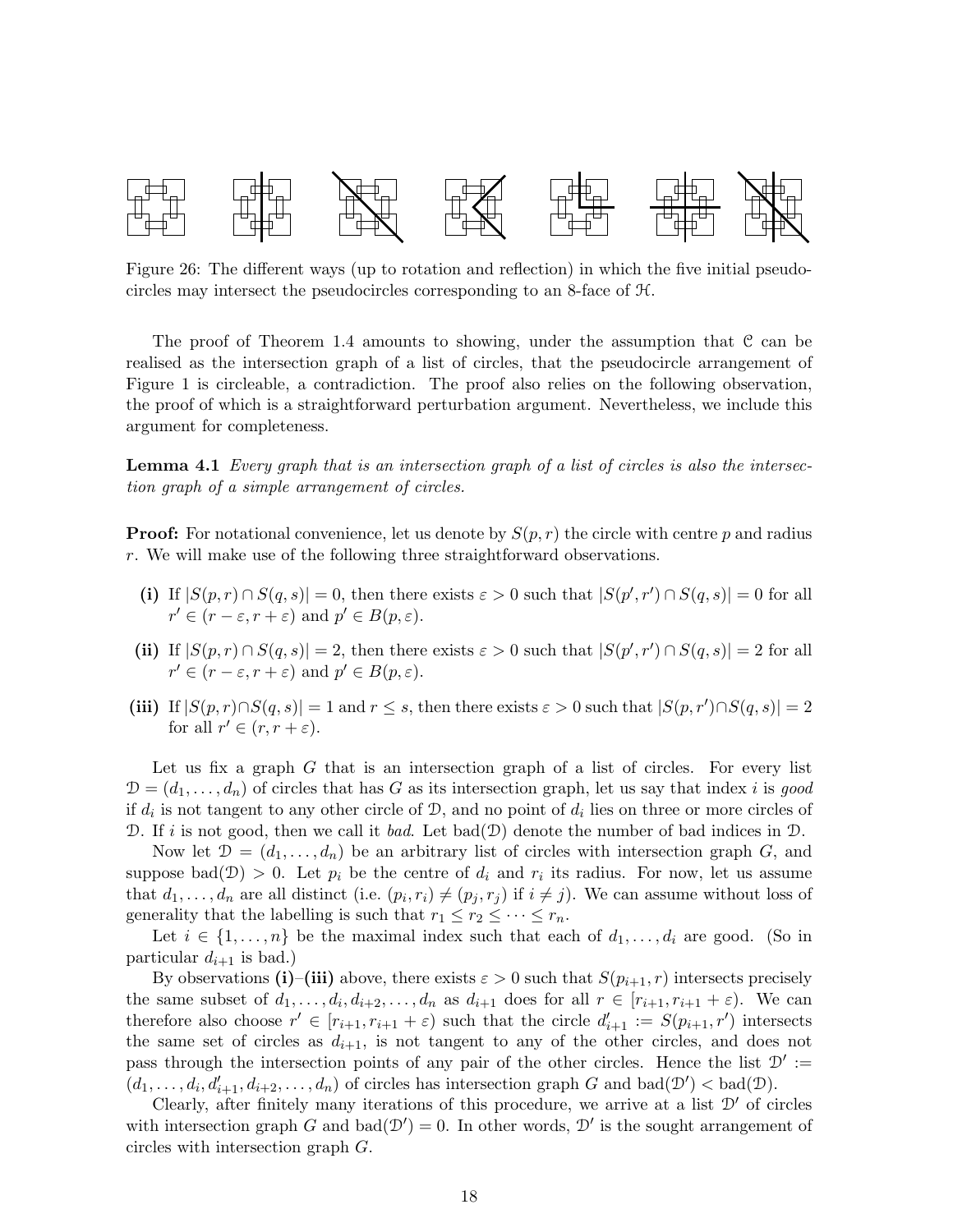Figure 26: The different ways (up to rotation and reflection) in which the five initial pseudocircles may intersect the pseudocircles corresponding to an 8-face of $\mathcal{H}$.

The proof of Theorem 1.4 amounts to showing, under the assumption that $\mathcal{C}$ can be realised as the intersection graph of a list of circles, that the pseudocircle arrangement of Figure 1 is circleable, a contradiction. The proof also relies on the following observation, the proof of which is a straightforward perturbation argument. Nevertheless, we include this argument for completeness.

**Lemma 4.1** *Every graph that is an intersection graph of a list of circles is also the intersection graph of a simple arrangement of circles.*

**Proof:** For notational convenience, let us denote by $S(p,r)$ the circle with centre $p$ and radius $r$. We will make use of the following three straightforward observations.

- **(i)** If $|S(p,r) \cap S(q,s)| = 0$, then there exists $\varepsilon > 0$ such that $|S(p',r') \cap S(q,s)| = 0$ for all $r' \in (r-\varepsilon, r+\varepsilon)$ and $p' \in B(p,\varepsilon)$.
- **(ii)** If $|S(p,r) \cap S(q,s)| = 2$, then there exists $\varepsilon > 0$ such that $|S(p',r') \cap S(q,s)| = 2$ for all $r' \in (r-\varepsilon, r+\varepsilon)$ and $p' \in B(p,\varepsilon)$.
- **(iii)** If $|S(p,r) \cap S(q,s)| = 1$ and $r \leq s$, then there exists $\varepsilon > 0$ such that $|S(p,r') \cap S(q,s)| = 2$ for all $r' \in (r, r+\varepsilon)$.

Let us fix a graph $G$ that is an intersection graph of a list of circles. For every list $\mathcal{D} = (d_1, \ldots, d_n)$ of circles that has $G$ as its intersection graph, let us say that index $i$ is *good* if $d_i$ is not tangent to any other circle of $\mathcal{D}$, and no point of $d_i$ lies on three or more circles of $\mathcal{D}$. If $i$ is not good, then we call it *bad*. Let $\text{bad}(\mathcal{D})$ denote the number of bad indices in $\mathcal{D}$.

Now let $\mathcal{D} = (d_1, \ldots, d_n)$ be an arbitrary list of circles with intersection graph $G$, and suppose $\text{bad}(\mathcal{D}) > 0$. Let $p_i$ be the centre of $d_i$ and $r_i$ its radius. For now, let us assume that $d_1, \ldots, d_n$ are all distinct (i.e. $(p_i, r_i) \neq (p_j, r_j)$ if $i \neq j$). We can assume without loss of generality that the labelling is such that $r_1 \leq r_2 \leq \cdots \leq r_n$.

Let $i \in \{1, \ldots, n\}$ be the maximal index such that each of $d_1, \ldots, d_i$ are good. (So in particular $d_{i+1}$ is bad.)

By observations **(i)**–**(iii)** above, there exists $\varepsilon > 0$ such that $S(p_{i+1}, r)$ intersects precisely the same subset of $d_1, \ldots, d_i, d_{i+2}, \ldots, d_n$ as $d_{i+1}$ does for all $r \in [r_{i+1}, r_{i+1} + \varepsilon)$. We can therefore also choose $r' \in [r_{i+1}, r_{i+1} + \varepsilon)$ such that the circle $d'_{i+1} := S(p_{i+1}, r')$ intersects the same set of circles as $d_{i+1}$, is not tangent to any of the other circles, and does not pass through the intersection points of any pair of the other circles. Hence the list $\mathcal{D}' := (d_1, \ldots, d_i, d'_{i+1}, d_{i+2}, \ldots, d_n)$ of circles has intersection graph $G$ and $\text{bad}(\mathcal{D}') < \text{bad}(\mathcal{D})$.

Clearly, after finitely many iterations of this procedure, we arrive at a list $\mathcal{D}'$ of circles with intersection graph $G$ and $\text{bad}(\mathcal{D}') = 0$. In other words, $\mathcal{D}'$ is the sought arrangement of circles with intersection graph $G$.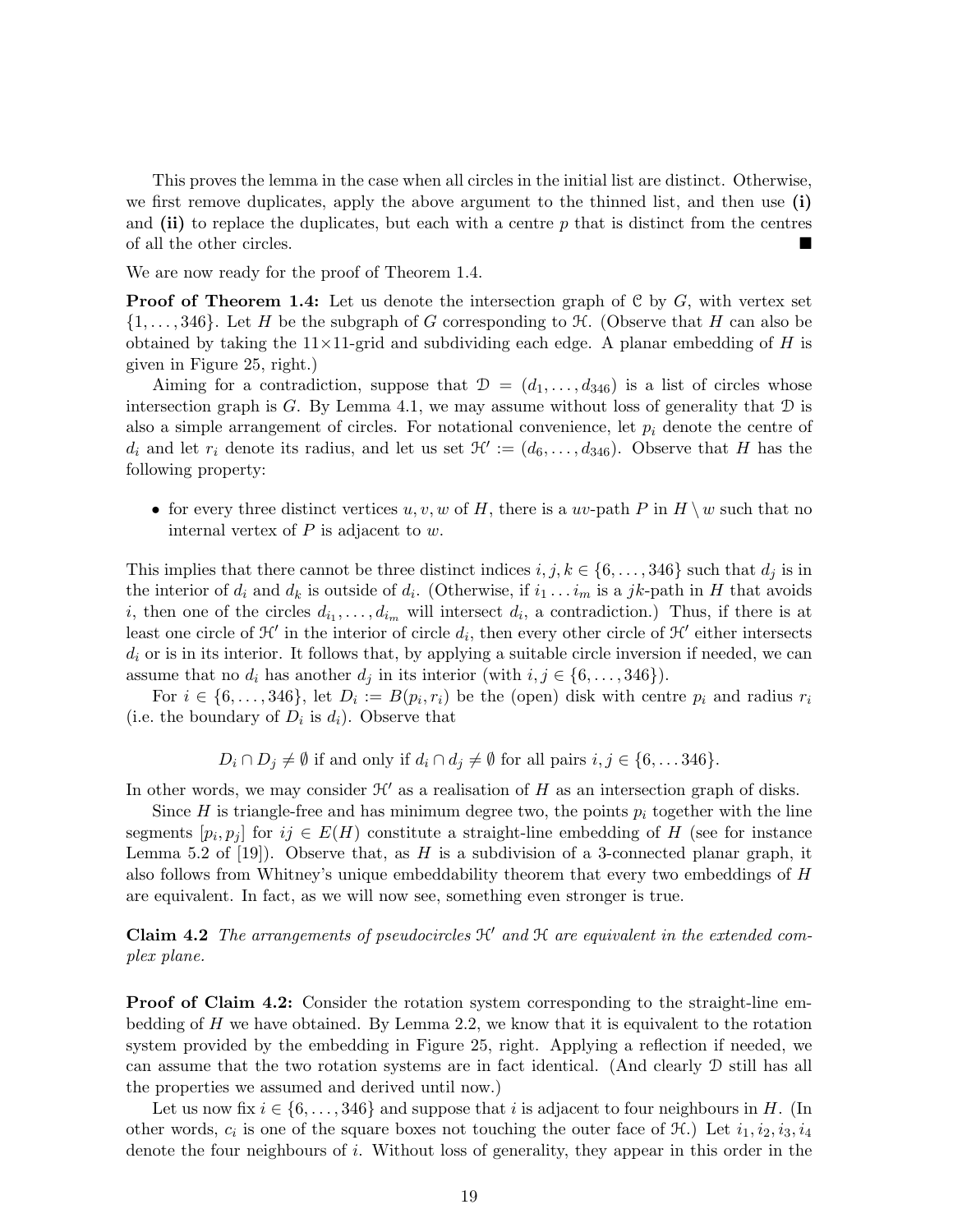This proves the lemma in the case when all circles in the initial list are distinct. Otherwise, we first remove duplicates, apply the above argument to the thinned list, and then use **(i)** and **(ii)** to replace the duplicates, but each with a centre $p$ that is distinct from the centres of all the other circles. ■

We are now ready for the proof of Theorem 1.4.

**Proof of Theorem 1.4:** Let us denote the intersection graph of $\mathcal{C}$ by $G$, with vertex set $\{1, \dots, 346\}$. Let $H$ be the subgraph of $G$ corresponding to $\mathcal{H}$. (Observe that $H$ can also be obtained by taking the $11 \times 11$-grid and subdividing each edge. A planar embedding of $H$ is given in Figure 25, right.)

Aiming for a contradiction, suppose that $\mathcal{D} = (d_1, \dots, d_{346})$ is a list of circles whose intersection graph is $G$. By Lemma 4.1, we may assume without loss of generality that $\mathcal{D}$ is also a simple arrangement of circles. For notational convenience, let $p_i$ denote the centre of $d_i$ and let $r_i$ denote its radius, and let us set $\mathcal{H}' := (d_6, \dots, d_{346})$. Observe that $H$ has the following property:

- for every three distinct vertices $u, v, w$ of $H$, there is a $uv$-path $P$ in $H \setminus w$ such that no internal vertex of $P$ is adjacent to $w$.

This implies that there cannot be three distinct indices $i, j, k \in \{6, \dots, 346\}$ such that $d_j$ is in the interior of $d_i$ and $d_k$ is outside of $d_i$. (Otherwise, if $i_1 \dots i_m$ is a $jk$-path in $H$ that avoids $i$, then one of the circles $d_{i_1}, \dots, d_{i_m}$ will intersect $d_i$, a contradiction.) Thus, if there is at least one circle of $\mathcal{H}'$ in the interior of circle $d_i$, then every other circle of $\mathcal{H}'$ either intersects $d_i$ or is in its interior. It follows that, by applying a suitable circle inversion if needed, we can assume that no $d_i$ has another $d_j$ in its interior (with $i, j \in \{6, \dots, 346\}$).

For $i \in \{6, \dots, 346\}$, let $D_i := B(p_i, r_i)$ be the (open) disk with centre $p_i$ and radius $r_i$ (i.e. the boundary of $D_i$ is $d_i$). Observe that

$$D_i \cap D_j \neq \emptyset \text{ if and only if } d_i \cap d_j \neq \emptyset \text{ for all pairs } i, j \in \{6, \dots 346\}.$$

In other words, we may consider $\mathcal{H}'$ as a realisation of $H$ as an intersection graph of disks.

Since $H$ is triangle-free and has minimum degree two, the points $p_i$ together with the line segments $[p_i, p_j]$ for $ij \in E(H)$ constitute a straight-line embedding of $H$ (see for instance Lemma 5.2 of [19]). Observe that, as $H$ is a subdivision of a 3-connected planar graph, it also follows from Whitney's unique embeddability theorem that every two embeddings of $H$ are equivalent. In fact, as we will now see, something even stronger is true.

**Claim 4.2** *The arrangements of pseudocircles $\mathcal{H}'$ and $\mathcal{H}$ are equivalent in the extended complex plane.*

**Proof of Claim 4.2:** Consider the rotation system corresponding to the straight-line embedding of $H$ we have obtained. By Lemma 2.2, we know that it is equivalent to the rotation system provided by the embedding in Figure 25, right. Applying a reflection if needed, we can assume that the two rotation systems are in fact identical. (And clearly $\mathcal{D}$ still has all the properties we assumed and derived until now.)

Let us now fix $i \in \{6, \dots, 346\}$ and suppose that $i$ is adjacent to four neighbours in $H$. (In other words, $c_i$ is one of the square boxes not touching the outer face of $\mathcal{H}$.) Let $i_1, i_2, i_3, i_4$ denote the four neighbours of $i$. Without loss of generality, they appear in this order in the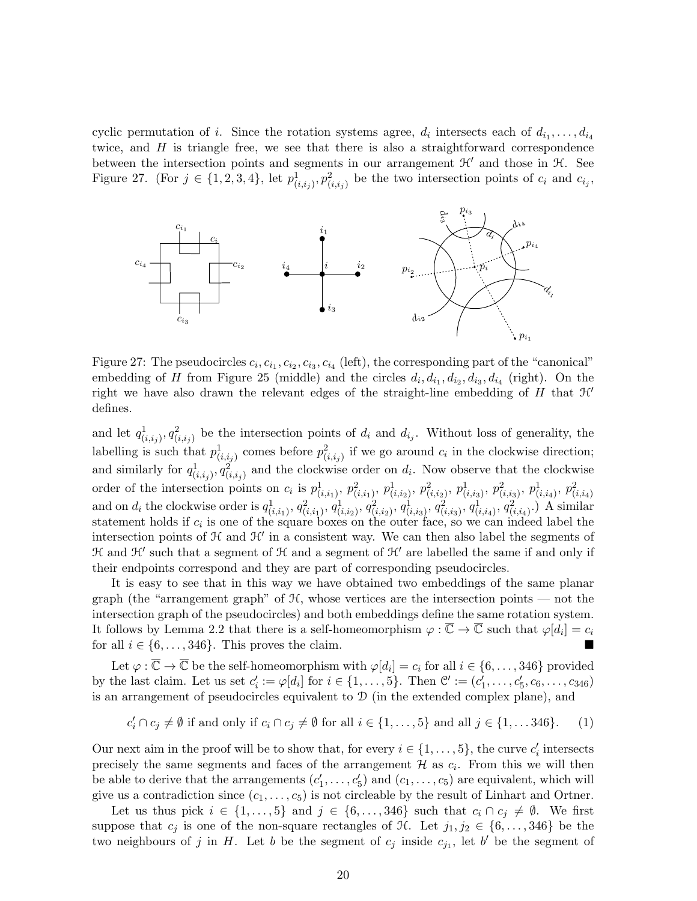cyclic permutation of $i$. Since the rotation systems agree, $d_i$ intersects each of $d_{i_1}, \dots, d_{i_4}$ twice, and $H$ is triangle free, we see that there is also a straightforward correspondence between the intersection points and segments in our arrangement $\mathcal{H}'$ and those in $\mathcal{H}$. See Figure 27. (For $j \in \{1,2,3,4\}$, let $p^1_{(i,i_j)}, p^2_{(i,i_j)}$ be the two intersection points of $c_i$ and $c_{i_j}$,

Figure 27: The pseudocircles $c_i, c_{i_1}, c_{i_2}, c_{i_3}, c_{i_4}$ (left), the corresponding part of the "canonical" embedding of $H$ from Figure 25 (middle) and the circles $d_i, d_{i_1}, d_{i_2}, d_{i_3}, d_{i_4}$ (right). On the right we have also drawn the relevant edges of the straight-line embedding of $H$ that $\mathcal{H}'$ defines.

and let $q^1_{(i,i_j)}, q^2_{(i,i_j)}$ be the intersection points of $d_i$ and $d_{i_j}$. Without loss of generality, the labelling is such that $p^1_{(i,i_j)}$ comes before $p^2_{(i,i_j)}$ if we go around $c_i$ in the clockwise direction; and similarly for $q^1_{(i,i_j)}, q^2_{(i,i_j)}$ and the clockwise order on $d_i$. Now observe that the clockwise order of the intersection points on $c_i$ is $p^1_{(i,i_1)}, p^2_{(i,i_1)}, p^1_{(i,i_2)}, p^2_{(i,i_2)}, p^1_{(i,i_3)}, p^2_{(i,i_3)}, p^1_{(i,i_4)}, p^2_{(i,i_4)}$ and on $d_i$ the clockwise order is $q^1_{(i,i_1)}, q^2_{(i,i_1)}, q^1_{(i,i_2)}, q^2_{(i,i_2)}, q^1_{(i,i_3)}, q^2_{(i,i_3)}, q^1_{(i,i_4)}, q^2_{(i,i_4)}$.) A similar statement holds if $c_i$ is one of the square boxes on the outer face, so we can indeed label the intersection points of $\mathcal{H}$ and $\mathcal{H}'$ in a consistent way. We can then also label the segments of $\mathcal{H}$ and $\mathcal{H}'$ such that a segment of $\mathcal{H}$ and a segment of $\mathcal{H}'$ are labelled the same if and only if their endpoints correspond and they are part of corresponding pseudocircles.

It is easy to see that in this way we have obtained two embeddings of the same planar graph (the "arrangement graph" of $\mathcal{H}$, whose vertices are the intersection points — not the intersection graph of the pseudocircles) and both embeddings define the same rotation system. It follows by Lemma 2.2 that there is a self-homeomorphism $\varphi : \overline{\mathbb{C}} \to \overline{\mathbb{C}}$ such that $\varphi[d_i] = c_i$ for all $i \in \{6, \dots, 346\}$. This proves the claim. ■

Let $\varphi : \overline{\mathbb{C}} \to \overline{\mathbb{C}}$ be the self-homeomorphism with $\varphi[d_i] = c_i$ for all $i \in \{6, \dots, 346\}$ provided by the last claim. Let us set $c'_i := \varphi[d_i]$ for $i \in \{1, \dots, 5\}$. Then $\mathcal{C}' := (c'_1, \dots, c'_5, c_6, \dots, c_{346})$ is an arrangement of pseudocircles equivalent to $\mathcal{D}$ (in the extended complex plane), and

$$c'_i \cap c_j \neq \emptyset \text{ if and only if } c_i \cap c_j \neq \emptyset \text{ for all } i \in \{1, \dots, 5\} \text{ and all } j \in \{1, \dots 346\}. \quad (1)$$

Our next aim in the proof will be to show that, for every $i \in \{1, \dots, 5\}$, the curve $c'_i$ intersects precisely the same segments and faces of the arrangement $\mathcal{H}$ as $c_i$. From this we will then be able to derive that the arrangements $(c'_1, \dots, c'_5)$ and $(c_1, \dots, c_5)$ are equivalent, which will give us a contradiction since $(c_1, \dots, c_5)$ is not circleable by the result of Linhart and Ortner.

Let us thus pick $i \in \{1, \dots, 5\}$ and $j \in \{6, \dots, 346\}$ such that $c_i \cap c_j \neq \emptyset$. We first suppose that $c_j$ is one of the non-square rectangles of $\mathcal{H}$. Let $j_1, j_2 \in \{6, \dots, 346\}$ be the two neighbours of $j$ in $H$. Let $b$ be the segment of $c_j$ inside $c_{j_1}$, let $b'$ be the segment of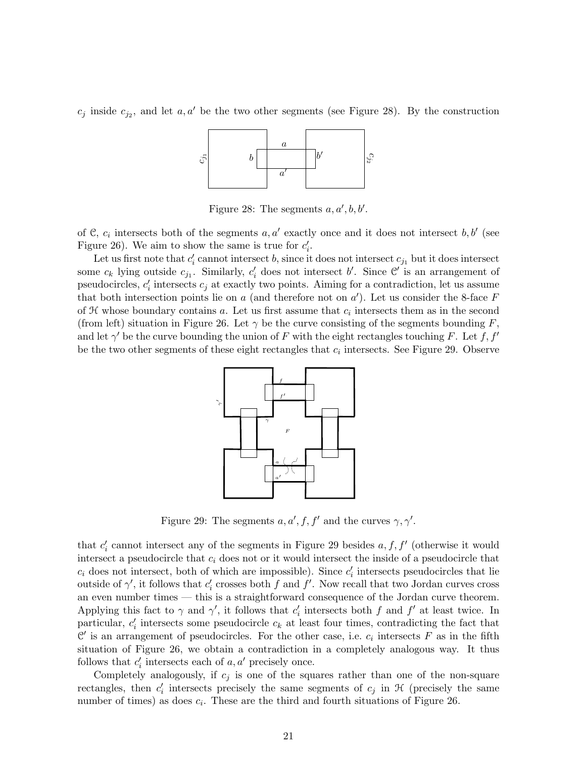$c_j$ inside $c_{j_2}$, and let $a, a'$ be the two other segments (see Figure 28). By the construction

Figure 28: The segments $a, a', b, b'$.

of $\mathcal{C}$, $c_i$ intersects both of the segments $a, a'$ exactly once and it does not intersect $b, b'$ (see Figure 26). We aim to show the same is true for $c'_i$.

Let us first note that $c'_i$ cannot intersect $b$, since it does not intersect $c_{j_1}$ but it does intersect some $c_k$ lying outside $c_{j_1}$. Similarly, $c'_i$ does not intersect $b'$. Since $\mathcal{C}'$ is an arrangement of pseudocircles, $c'_i$ intersects $c_j$ at exactly two points. Aiming for a contradiction, let us assume that both intersection points lie on $a$ (and therefore not on $a'$). Let us consider the 8-face $F$ of $\mathcal{H}$ whose boundary contains $a$. Let us first assume that $c_i$ intersects them as in the second (from left) situation in Figure 26. Let $\gamma$ be the curve consisting of the segments bounding $F$, and let $\gamma'$ be the curve bounding the union of $F$ with the eight rectangles touching $F$. Let $f, f'$ be the two other segments of these eight rectangles that $c_i$ intersects. See Figure 29. Observe

Figure 29: The segments $a, a', f, f'$ and the curves $\gamma, \gamma'$.

that $c'_i$ cannot intersect any of the segments in Figure 29 besides $a, f, f'$ (otherwise it would intersect a pseudocircle that $c_i$ does not or it would intersect the inside of a pseudocircle that $c_i$ does not intersect, both of which are impossible). Since $c'_i$ intersects pseudocircles that lie outside of $\gamma'$, it follows that $c'_i$ crosses both $f$ and $f'$. Now recall that two Jordan curves cross an even number times — this is a straightforward consequence of the Jordan curve theorem. Applying this fact to $\gamma$ and $\gamma'$, it follows that $c'_i$ intersects both $f$ and $f'$ at least twice. In particular, $c'_i$ intersects some pseudocircle $c_k$ at least four times, contradicting the fact that $\mathcal{C}'$ is an arrangement of pseudocircles. For the other case, i.e. $c_i$ intersects $F$ as in the fifth situation of Figure 26, we obtain a contradiction in a completely analogous way. It thus follows that $c'_i$ intersects each of $a, a'$ precisely once.

Completely analogously, if $c_j$ is one of the squares rather than one of the non-square rectangles, then $c'_i$ intersects precisely the same segments of $c_j$ in $\mathcal{H}$ (precisely the same number of times) as does $c_i$. These are the third and fourth situations of Figure 26.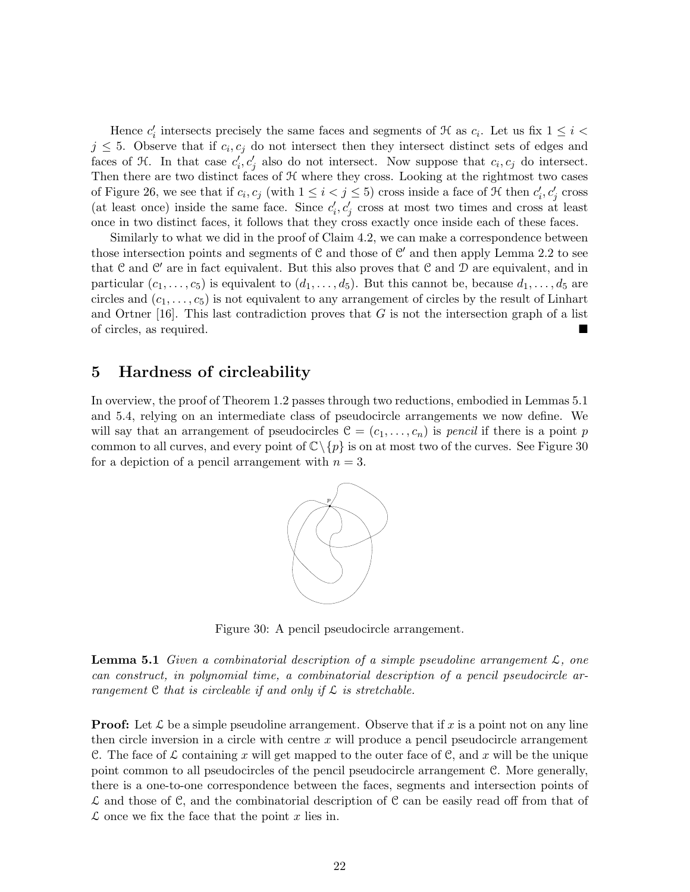Hence $c_i'$ intersects precisely the same faces and segments of $\mathcal{H}$ as $c_i$. Let us fix $1 \le i < j \le 5$. Observe that if $c_i, c_j$ do not intersect then they intersect distinct sets of edges and faces of $\mathcal{H}$. In that case $c_i', c_j'$ also do not intersect. Now suppose that $c_i, c_j$ do intersect. Then there are two distinct faces of $\mathcal{H}$ where they cross. Looking at the rightmost two cases of Figure 26, we see that if $c_i, c_j$ (with $1 \le i < j \le 5$) cross inside a face of $\mathcal{H}$ then $c_i', c_j'$ cross (at least once) inside the same face. Since $c_i', c_j'$ cross at most two times and cross at least once in two distinct faces, it follows that they cross exactly once inside each of these faces.

Similarly to what we did in the proof of Claim 4.2, we can make a correspondence between those intersection points and segments of $\mathcal{C}$ and those of $\mathcal{C}'$ and then apply Lemma 2.2 to see that $\mathcal{C}$ and $\mathcal{C}'$ are in fact equivalent. But this also proves that $\mathcal{C}$ and $\mathcal{D}$ are equivalent, and in particular $(c_1, \dots, c_5)$ is equivalent to $(d_1, \dots, d_5)$. But this cannot be, because $d_1, \dots, d_5$ are circles and $(c_1, \dots, c_5)$ is not equivalent to any arrangement of circles by the result of Linhart and Ortner [16]. This last contradiction proves that $G$ is not the intersection graph of a list of circles, as required. ∎

## 5 Hardness of circleability

In overview, the proof of Theorem 1.2 passes through two reductions, embodied in Lemmas 5.1 and 5.4, relying on an intermediate class of pseudocircle arrangements we now define. We will say that an arrangement of pseudocircles $\mathcal{C} = (c_1, \dots, c_n)$ is *pencil* if there is a point $p$ common to all curves, and every point of $\mathbb{C} \setminus \{p\}$ is on at most two of the curves. See Figure 30 for a depiction of a pencil arrangement with $n = 3$.

Figure 30: A pencil pseudocircle arrangement.

**Lemma 5.1** *Given a combinatorial description of a simple pseudoline arrangement $\mathcal{L}$, one can construct, in polynomial time, a combinatorial description of a pencil pseudocircle arrangement $\mathcal{C}$ that is circleable if and only if $\mathcal{L}$ is stretchable.*

**Proof:** Let $\mathcal{L}$ be a simple pseudoline arrangement. Observe that if $x$ is a point not on any line then circle inversion in a circle with centre $x$ will produce a pencil pseudocircle arrangement $\mathcal{C}$. The face of $\mathcal{L}$ containing $x$ will get mapped to the outer face of $\mathcal{C}$, and $x$ will be the unique point common to all pseudocircles of the pencil pseudocircle arrangement $\mathcal{C}$. More generally, there is a one-to-one correspondence between the faces, segments and intersection points of $\mathcal{L}$ and those of $\mathcal{C}$, and the combinatorial description of $\mathcal{C}$ can be easily read off from that of $\mathcal{L}$ once we fix the face that the point $x$ lies in.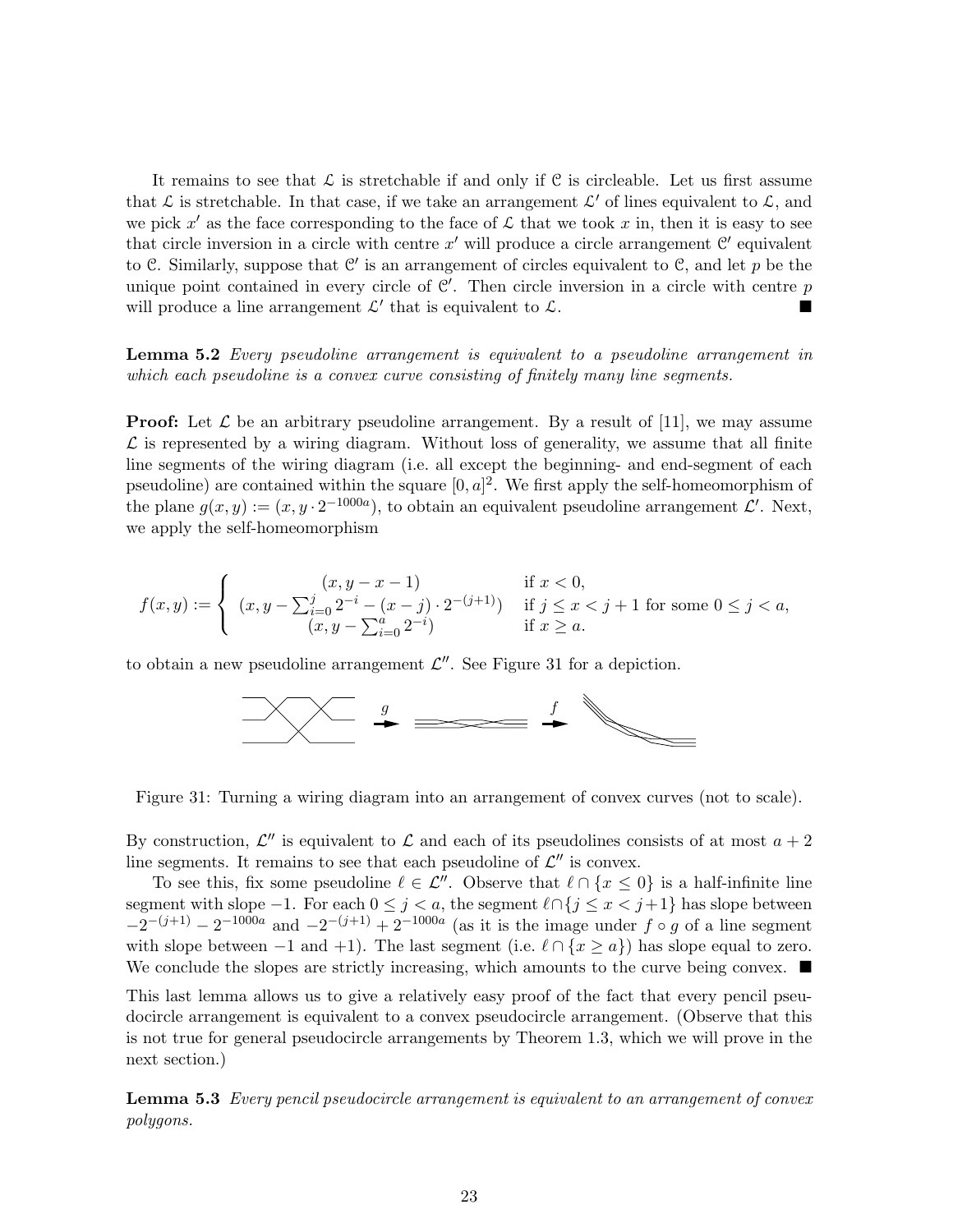It remains to see that $\mathcal{L}$ is stretchable if and only if $\mathcal{C}$ is circleable. Let us first assume that $\mathcal{L}$ is stretchable. In that case, if we take an arrangement $\mathcal{L}'$ of lines equivalent to $\mathcal{L}$, and we pick $x'$ as the face corresponding to the face of $\mathcal{L}$ that we took $x$ in, then it is easy to see that circle inversion in a circle with centre $x'$ will produce a circle arrangement $\mathcal{C}'$ equivalent to $\mathcal{C}$. Similarly, suppose that $\mathcal{C}'$ is an arrangement of circles equivalent to $\mathcal{C}$, and let $p$ be the unique point contained in every circle of $\mathcal{C}'$. Then circle inversion in a circle with centre $p$ will produce a line arrangement $\mathcal{L}'$ that is equivalent to $\mathcal{L}$. ■

**Lemma 5.2** *Every pseudoline arrangement is equivalent to a pseudoline arrangement in which each pseudoline is a convex curve consisting of finitely many line segments.*

**Proof:** Let $\mathcal{L}$ be an arbitrary pseudoline arrangement. By a result of [11], we may assume $\mathcal{L}$ is represented by a wiring diagram. Without loss of generality, we assume that all finite line segments of the wiring diagram (i.e. all except the beginning- and end-segment of each pseudoline) are contained within the square $[0, a]^2$. We first apply the self-homeomorphism of the plane $g(x, y) := (x, y \cdot 2^{-1000a})$, to obtain an equivalent pseudoline arrangement $\mathcal{L}'$. Next, we apply the self-homeomorphism

$$f(x,y) := \begin{cases} (x, y - x - 1) & \text{if } x < 0, \\ (x, y - \sum_{i=0}^{j} 2^{-i} - (x-j) \cdot 2^{-(j+1)}) & \text{if } j \leq x < j+1 \text{ for some } 0 \leq j < a, \\ (x, y - \sum_{i=0}^{a} 2^{-i}) & \text{if } x \geq a. \end{cases}$$

to obtain a new pseudoline arrangement $\mathcal{L}''$. See Figure 31 for a depiction.

Figure 31: Turning a wiring diagram into an arrangement of convex curves (not to scale).

By construction, $\mathcal{L}''$ is equivalent to $\mathcal{L}$ and each of its pseudolines consists of at most $a + 2$ line segments. It remains to see that each pseudoline of $\mathcal{L}''$ is convex.

To see this, fix some pseudoline $\ell \in \mathcal{L}''$. Observe that $\ell \cap \{x \leq 0\}$ is a half-infinite line segment with slope $-1$. For each $0 \leq j < a$, the segment $\ell \cap \{j \leq x < j+1\}$ has slope between $-2^{-(j+1)} - 2^{-1000a}$ and $-2^{-(j+1)} + 2^{-1000a}$ (as it is the image under $f \circ g$ of a line segment with slope between $-1$ and $+1$). The last segment (i.e. $\ell \cap \{x \geq a\}$) has slope equal to zero. We conclude the slopes are strictly increasing, which amounts to the curve being convex. ■

This last lemma allows us to give a relatively easy proof of the fact that every pencil pseudocircle arrangement is equivalent to a convex pseudocircle arrangement. (Observe that this is not true for general pseudocircle arrangements by Theorem 1.3, which we will prove in the next section.)

**Lemma 5.3** *Every pencil pseudocircle arrangement is equivalent to an arrangement of convex polygons.*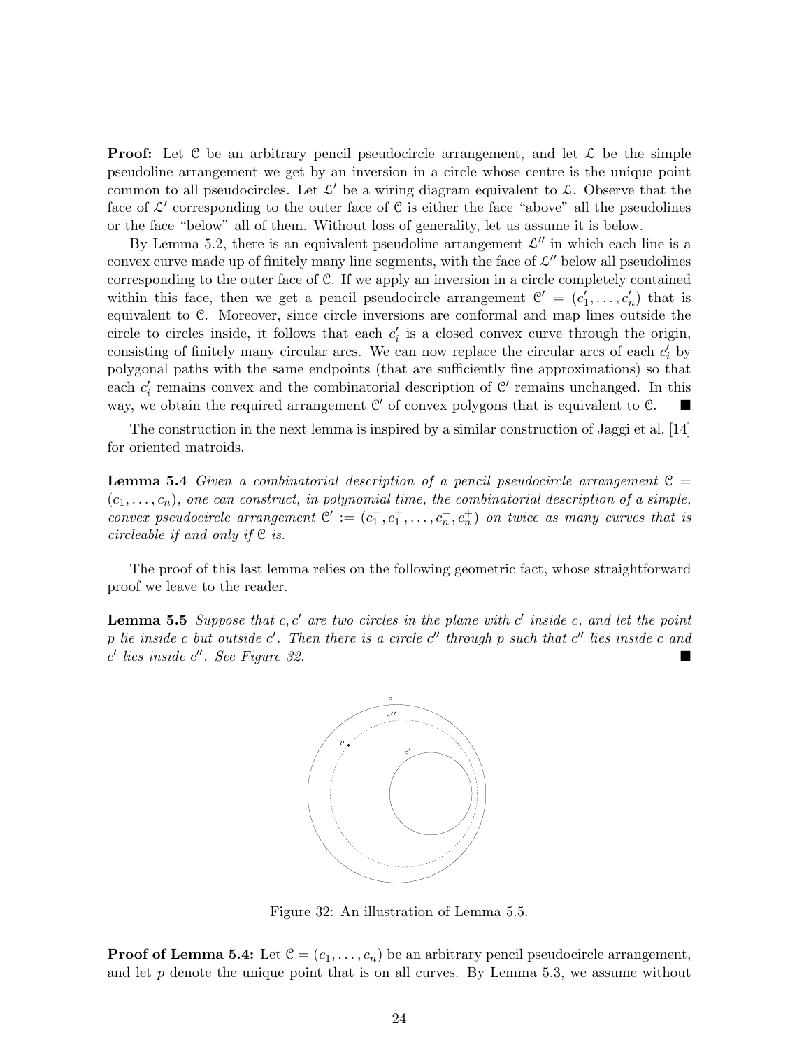**Proof:** Let $\mathcal{C}$ be an arbitrary pencil pseudocircle arrangement, and let $\mathcal{L}$ be the simple pseudoline arrangement we get by an inversion in a circle whose centre is the unique point common to all pseudocircles. Let $\mathcal{L}'$ be a wiring diagram equivalent to $\mathcal{L}$. Observe that the face of $\mathcal{L}'$ corresponding to the outer face of $\mathcal{C}$ is either the face "above" all the pseudolines or the face "below" all of them. Without loss of generality, let us assume it is below.

By Lemma 5.2, there is an equivalent pseudoline arrangement $\mathcal{L}''$ in which each line is a convex curve made up of finitely many line segments, with the face of $\mathcal{L}''$ below all pseudolines corresponding to the outer face of $\mathcal{C}$. If we apply an inversion in a circle completely contained within this face, then we get a pencil pseudocircle arrangement $\mathcal{C}' = (c'_1, \ldots, c'_n)$ that is equivalent to $\mathcal{C}$. Moreover, since circle inversions are conformal and map lines outside the circle to circles inside, it follows that each $c'_i$ is a closed convex curve through the origin, consisting of finitely many circular arcs. We can now replace the circular arcs of each $c'_i$ by polygonal paths with the same endpoints (that are sufficiently fine approximations) so that each $c'_i$ remains convex and the combinatorial description of $\mathcal{C}'$ remains unchanged. In this way, we obtain the required arrangement $\mathcal{C}'$ of convex polygons that is equivalent to $\mathcal{C}$. ■

The construction in the next lemma is inspired by a similar construction of Jaggi et al. [14] for oriented matroids.

**Lemma 5.4** *Given a combinatorial description of a pencil pseudocircle arrangement $\mathcal{C} = (c_1, \ldots, c_n)$, one can construct, in polynomial time, the combinatorial description of a simple, convex pseudocircle arrangement $\mathcal{C}' := (c_1^-, c_1^+, \ldots, c_n^-, c_n^+)$ on twice as many curves that is circleable if and only if $\mathcal{C}$ is.*

The proof of this last lemma relies on the following geometric fact, whose straightforward proof we leave to the reader.

**Lemma 5.5** *Suppose that $c, c'$ are two circles in the plane with $c'$ inside $c$, and let the point $p$ lie inside $c$ but outside $c'$. Then there is a circle $c''$ through $p$ such that $c''$ lies inside $c$ and $c'$ lies inside $c''$. See Figure 32.* ■

Figure 32: An illustration of Lemma 5.5.

**Proof of Lemma 5.4:** Let $\mathcal{C} = (c_1, \ldots, c_n)$ be an arbitrary pencil pseudocircle arrangement, and let $p$ denote the unique point that is on all curves. By Lemma 5.3, we assume without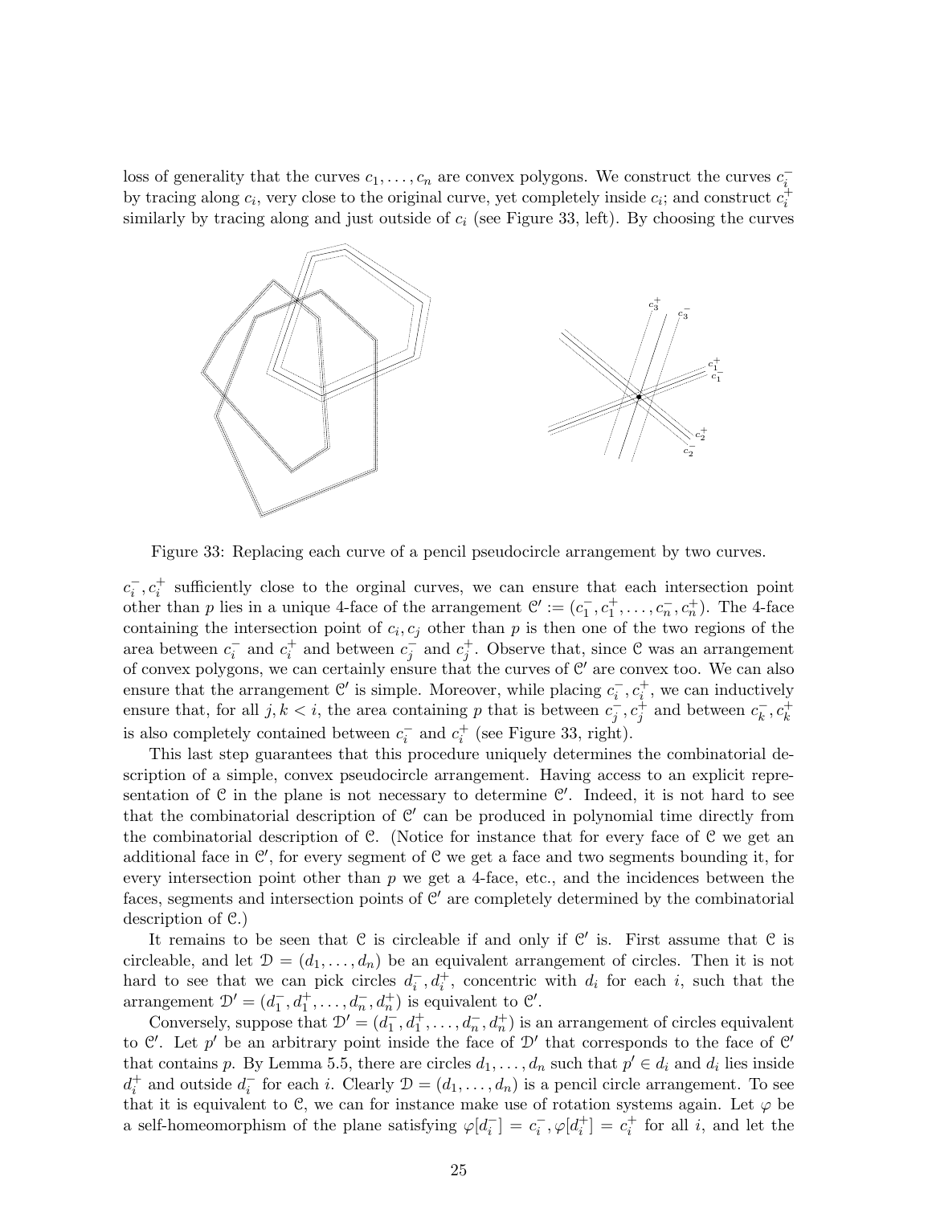loss of generality that the curves $c_1, \ldots, c_n$ are convex polygons. We construct the curves $c_i^-$ by tracing along $c_i$, very close to the original curve, yet completely inside $c_i$; and construct $c_i^+$ similarly by tracing along and just outside of $c_i$ (see Figure 33, left). By choosing the curves

Figure 33: Replacing each curve of a pencil pseudocircle arrangement by two curves.

$c_i^-, c_i^+$ sufficiently close to the orginal curves, we can ensure that each intersection point other than $p$ lies in a unique 4-face of the arrangement $\mathcal{C}' := (c_1^-, c_1^+, \ldots, c_n^-, c_n^+)$. The 4-face containing the intersection point of $c_i, c_j$ other than $p$ is then one of the two regions of the area between $c_i^-$ and $c_i^+$ and between $c_j^-$ and $c_j^+$. Observe that, since $\mathcal{C}$ was an arrangement of convex polygons, we can certainly ensure that the curves of $\mathcal{C}'$ are convex too. We can also ensure that the arrangement $\mathcal{C}'$ is simple. Moreover, while placing $c_i^-, c_i^+$, we can inductively ensure that, for all $j, k < i$, the area containing $p$ that is between $c_j^-, c_j^+$ and between $c_k^-, c_k^+$ is also completely contained between $c_i^-$ and $c_i^+$ (see Figure 33, right).

This last step guarantees that this procedure uniquely determines the combinatorial description of a simple, convex pseudocircle arrangement. Having access to an explicit representation of $\mathcal{C}$ in the plane is not necessary to determine $\mathcal{C}'$. Indeed, it is not hard to see that the combinatorial description of $\mathcal{C}'$ can be produced in polynomial time directly from the combinatorial description of $\mathcal{C}$. (Notice for instance that for every face of $\mathcal{C}$ we get an additional face in $\mathcal{C}'$, for every segment of $\mathcal{C}$ we get a face and two segments bounding it, for every intersection point other than $p$ we get a 4-face, etc., and the incidences between the faces, segments and intersection points of $\mathcal{C}'$ are completely determined by the combinatorial description of $\mathcal{C}$.)

It remains to be seen that $\mathcal{C}$ is circleable if and only if $\mathcal{C}'$ is. First assume that $\mathcal{C}$ is circleable, and let $\mathcal{D} = (d_1, \ldots, d_n)$ be an equivalent arrangement of circles. Then it is not hard to see that we can pick circles $d_i^-, d_i^+$, concentric with $d_i$ for each $i$, such that the arrangement $\mathcal{D}' = (d_1^-, d_1^+, \ldots, d_n^-, d_n^+)$ is equivalent to $\mathcal{C}'$.

Conversely, suppose that $\mathcal{D}' = (d_1^-, d_1^+, \ldots, d_n^-, d_n^+)$ is an arrangement of circles equivalent to $\mathcal{C}'$. Let $p'$ be an arbitrary point inside the face of $\mathcal{D}'$ that corresponds to the face of $\mathcal{C}'$ that contains $p$. By Lemma 5.5, there are circles $d_1, \ldots, d_n$ such that $p' \in d_i$ and $d_i$ lies inside $d_i^+$ and outside $d_i^-$ for each $i$. Clearly $\mathcal{D} = (d_1, \ldots, d_n)$ is a pencil circle arrangement. To see that it is equivalent to $\mathcal{C}$, we can for instance make use of rotation systems again. Let $\varphi$ be a self-homeomorphism of the plane satisfying $\varphi[d_i^-] = c_i^-, \varphi[d_i^+] = c_i^+$ for all $i$, and let the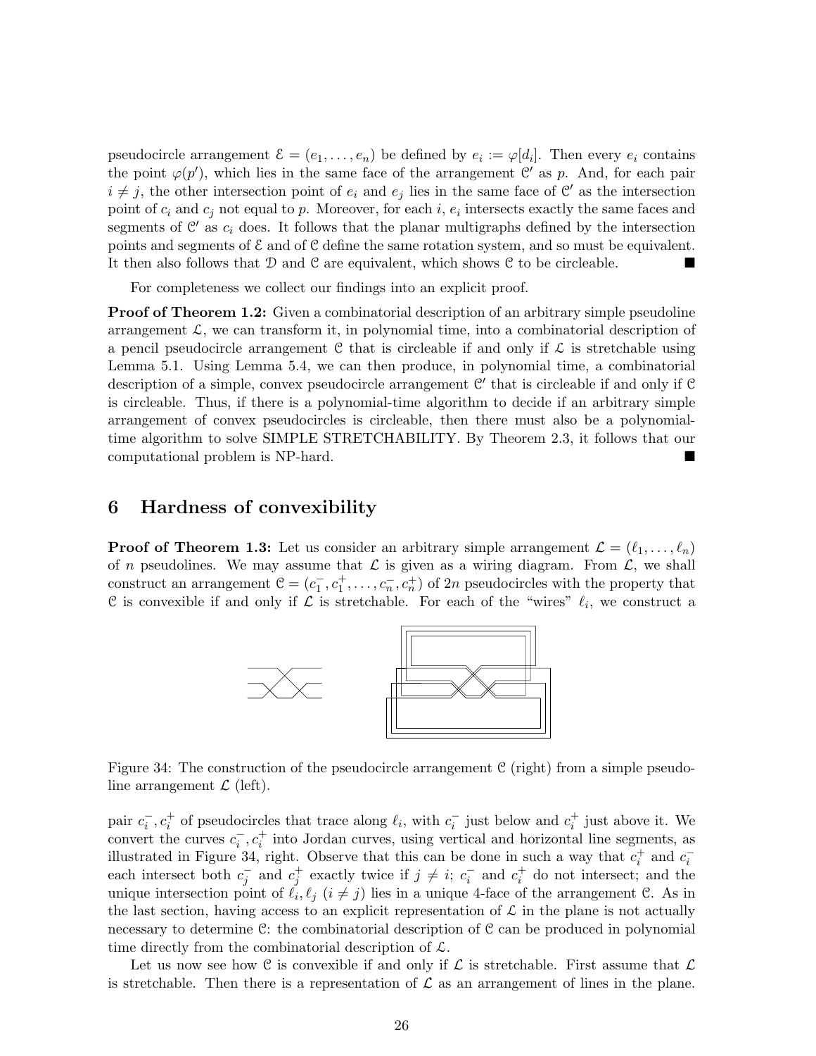pseudocircle arrangement $\mathcal{E} = (e_1, \ldots, e_n)$ be defined by $e_i := \varphi[d_i]$. Then every $e_i$ contains the point $\varphi(p')$, which lies in the same face of the arrangement $\mathcal{C}'$ as $p$. And, for each pair $i \neq j$, the other intersection point of $e_i$ and $e_j$ lies in the same face of $\mathcal{C}'$ as the intersection point of $c_i$ and $c_j$ not equal to $p$. Moreover, for each $i$, $e_i$ intersects exactly the same faces and segments of $\mathcal{C}'$ as $c_i$ does. It follows that the planar multigraphs defined by the intersection points and segments of $\mathcal{E}$ and of $\mathcal{C}$ define the same rotation system, and so must be equivalent. It then also follows that $\mathcal{D}$ and $\mathcal{C}$ are equivalent, which shows $\mathcal{C}$ to be circleable. ■

For completeness we collect our findings into an explicit proof.

**Proof of Theorem 1.2:** Given a combinatorial description of an arbitrary simple pseudoline arrangement $\mathcal{L}$, we can transform it, in polynomial time, into a combinatorial description of a pencil pseudocircle arrangement $\mathcal{C}$ that is circleable if and only if $\mathcal{L}$ is stretchable using Lemma 5.1. Using Lemma 5.4, we can then produce, in polynomial time, a combinatorial description of a simple, convex pseudocircle arrangement $\mathcal{C}'$ that is circleable if and only if $\mathcal{C}$ is circleable. Thus, if there is a polynomial-time algorithm to decide if an arbitrary simple arrangement of convex pseudocircles is circleable, then there must also be a polynomial-time algorithm to solve SIMPLE STRETCHABILITY. By Theorem 2.3, it follows that our computational problem is NP-hard. ■

## 6 Hardness of convexibility

**Proof of Theorem 1.3:** Let us consider an arbitrary simple arrangement $\mathcal{L} = (\ell_1, \ldots, \ell_n)$ of $n$ pseudolines. We may assume that $\mathcal{L}$ is given as a wiring diagram. From $\mathcal{L}$, we shall construct an arrangement $\mathcal{C} = (c_1^-, c_1^+, \ldots, c_n^-, c_n^+)$ of $2n$ pseudocircles with the property that $\mathcal{C}$ is convexible if and only if $\mathcal{L}$ is stretchable. For each of the "wires" $\ell_i$, we construct a pair $c_i^-, c_i^+$ of pseudocircles that trace along $\ell_i$, with $c_i^-$ just below and $c_i^+$ just above it. We convert the curves $c_i^-, c_i^+$ into Jordan curves, using vertical and horizontal line segments, as illustrated in Figure 34, right. Observe that this can be done in such a way that $c_i^+$ and $c_i^-$ each intersect both $c_j^-$ and $c_j^+$ exactly twice if $j \neq i$; $c_i^-$ and $c_i^+$ do not intersect; and the unique intersection point of $\ell_i, \ell_j$ $(i \neq j)$ lies in a unique 4-face of the arrangement $\mathcal{C}$. As in the last section, having access to an explicit representation of $\mathcal{L}$ in the plane is not actually necessary to determine $\mathcal{C}$: the combinatorial description of $\mathcal{C}$ can be produced in polynomial time directly from the combinatorial description of $\mathcal{L}$.

Figure 34: The construction of the pseudocircle arrangement $\mathcal{C}$ (right) from a simple pseudoline arrangement $\mathcal{L}$ (left).

Let us now see how $\mathcal{C}$ is convexible if and only if $\mathcal{L}$ is stretchable. First assume that $\mathcal{L}$ is stretchable. Then there is a representation of $\mathcal{L}$ as an arrangement of lines in the plane.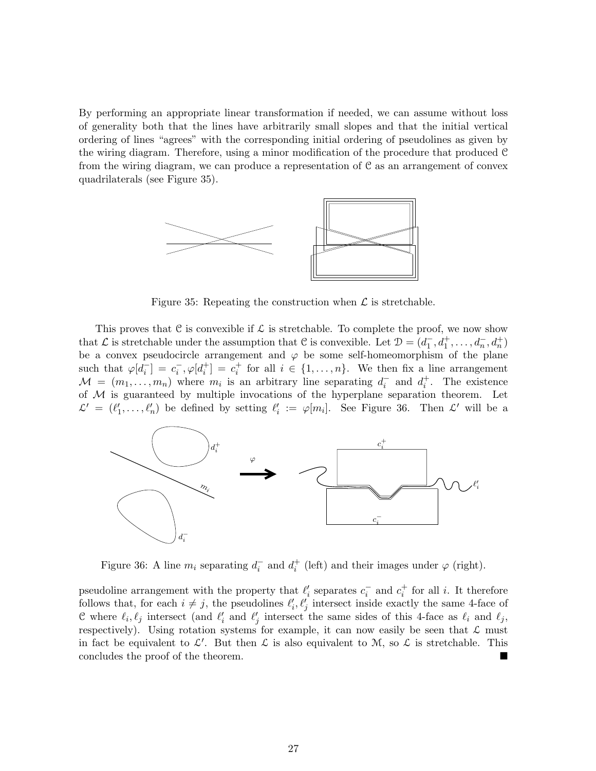By performing an appropriate linear transformation if needed, we can assume without loss of generality both that the lines have arbitrarily small slopes and that the initial vertical ordering of lines "agrees" with the corresponding initial ordering of pseudolines as given by the wiring diagram. Therefore, using a minor modification of the procedure that produced $\mathcal{C}$ from the wiring diagram, we can produce a representation of $\mathcal{C}$ as an arrangement of convex quadrilaterals (see Figure 35).

Figure 35: Repeating the construction when $\mathcal{L}$ is stretchable.

This proves that $\mathcal{C}$ is convexible if $\mathcal{L}$ is stretchable. To complete the proof, we now show that $\mathcal{L}$ is stretchable under the assumption that $\mathcal{C}$ is convexible. Let $\mathcal{D} = (d_1^-, d_1^+, \ldots, d_n^-, d_n^+)$ be a convex pseudocircle arrangement and $\varphi$ be some self-homeomorphism of the plane such that $\varphi[d_i^-] = c_i^-, \varphi[d_i^+] = c_i^+$ for all $i \in \{1, \ldots, n\}$. We then fix a line arrangement $\mathcal{M} = (m_1, \ldots, m_n)$ where $m_i$ is an arbitrary line separating $d_i^-$ and $d_i^+$. The existence of $\mathcal{M}$ is guaranteed by multiple invocations of the hyperplane separation theorem. Let $\mathcal{L}' = (\ell_1', \ldots, \ell_n')$ be defined by setting $\ell_i' := \varphi[m_i]$. See Figure 36. Then $\mathcal{L}'$ will be a pseudoline arrangement with the property that $\ell_i'$ separates $c_i^-$ and $c_i^+$ for all $i$. It therefore follows that, for each $i \neq j$, the pseudolines $\ell_i', \ell_j'$ intersect inside exactly the same 4-face of $\mathcal{C}$ where $\ell_i, \ell_j$ intersect (and $\ell_i'$ and $\ell_j'$ intersect the same sides of this 4-face as $\ell_i$ and $\ell_j$, respectively). Using rotation systems for example, it can now easily be seen that $\mathcal{L}$ must in fact be equivalent to $\mathcal{L}'$. But then $\mathcal{L}$ is also equivalent to $\mathcal{M}$, so $\mathcal{L}$ is stretchable. This concludes the proof of the theorem. ■

Figure 36: A line $m_i$ separating $d_i^-$ and $d_i^+$ (left) and their images under $\varphi$ (right).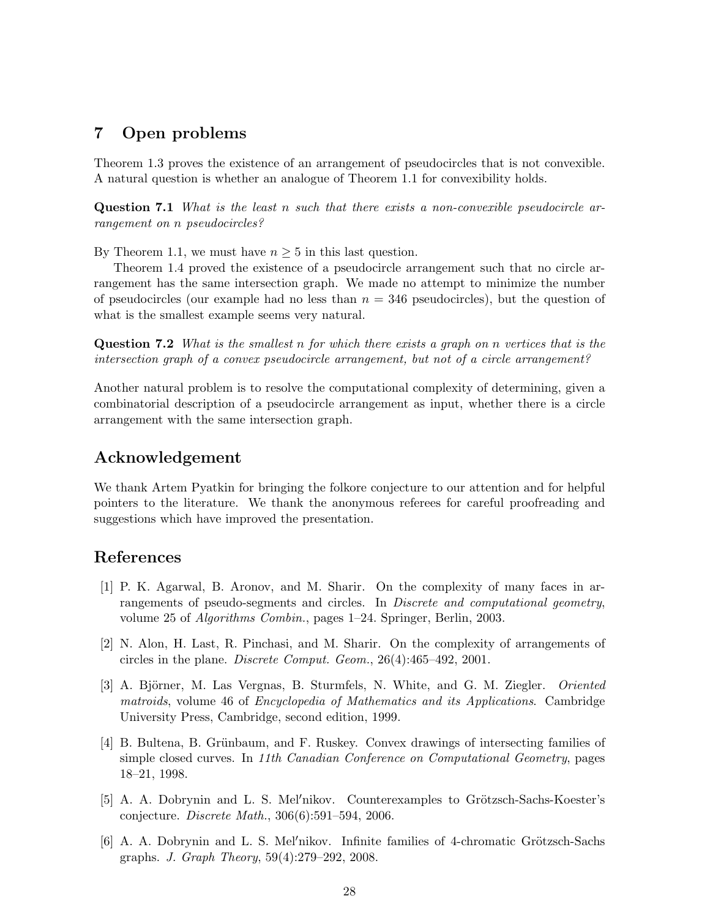## 7 Open problems

Theorem 1.3 proves the existence of an arrangement of pseudocircles that is not convexible. A natural question is whether an analogue of Theorem 1.1 for convexibility holds.

**Question 7.1** *What is the least $n$ such that there exists a non-convexible pseudocircle arrangement on $n$ pseudocircles?*

By Theorem 1.1, we must have $n \geq 5$ in this last question.

Theorem 1.4 proved the existence of a pseudocircle arrangement such that no circle arrangement has the same intersection graph. We made no attempt to minimize the number of pseudocircles (our example had no less than $n = 346$ pseudocircles), but the question of what is the smallest example seems very natural.

**Question 7.2** *What is the smallest $n$ for which there exists a graph on $n$ vertices that is the intersection graph of a convex pseudocircle arrangement, but not of a circle arrangement?*

Another natural problem is to resolve the computational complexity of determining, given a combinatorial description of a pseudocircle arrangement as input, whether there is a circle arrangement with the same intersection graph.

## Acknowledgement

We thank Artem Pyatkin for bringing the folkore conjecture to our attention and for helpful pointers to the literature. We thank the anonymous referees for careful proofreading and suggestions which have improved the presentation.

## References

[1] P. K. Agarwal, B. Aronov, and M. Sharir. On the complexity of many faces in arrangements of pseudo-segments and circles. In *Discrete and computational geometry*, volume 25 of *Algorithms Combin.*, pages 1–24. Springer, Berlin, 2003.

[2] N. Alon, H. Last, R. Pinchasi, and M. Sharir. On the complexity of arrangements of circles in the plane. *Discrete Comput. Geom.*, 26(4):465–492, 2001.

[3] A. Björner, M. Las Vergnas, B. Sturmfels, N. White, and G. M. Ziegler. *Oriented matroids*, volume 46 of *Encyclopedia of Mathematics and its Applications*. Cambridge University Press, Cambridge, second edition, 1999.

[4] B. Bultena, B. Grünbaum, and F. Ruskey. Convex drawings of intersecting families of simple closed curves. In *11th Canadian Conference on Computational Geometry*, pages 18–21, 1998.

[5] A. A. Dobrynin and L. S. Mel′nikov. Counterexamples to Grötzsch-Sachs-Koester's conjecture. *Discrete Math.*, 306(6):591–594, 2006.

[6] A. A. Dobrynin and L. S. Mel′nikov. Infinite families of 4-chromatic Grötzsch-Sachs graphs. *J. Graph Theory*, 59(4):279–292, 2008.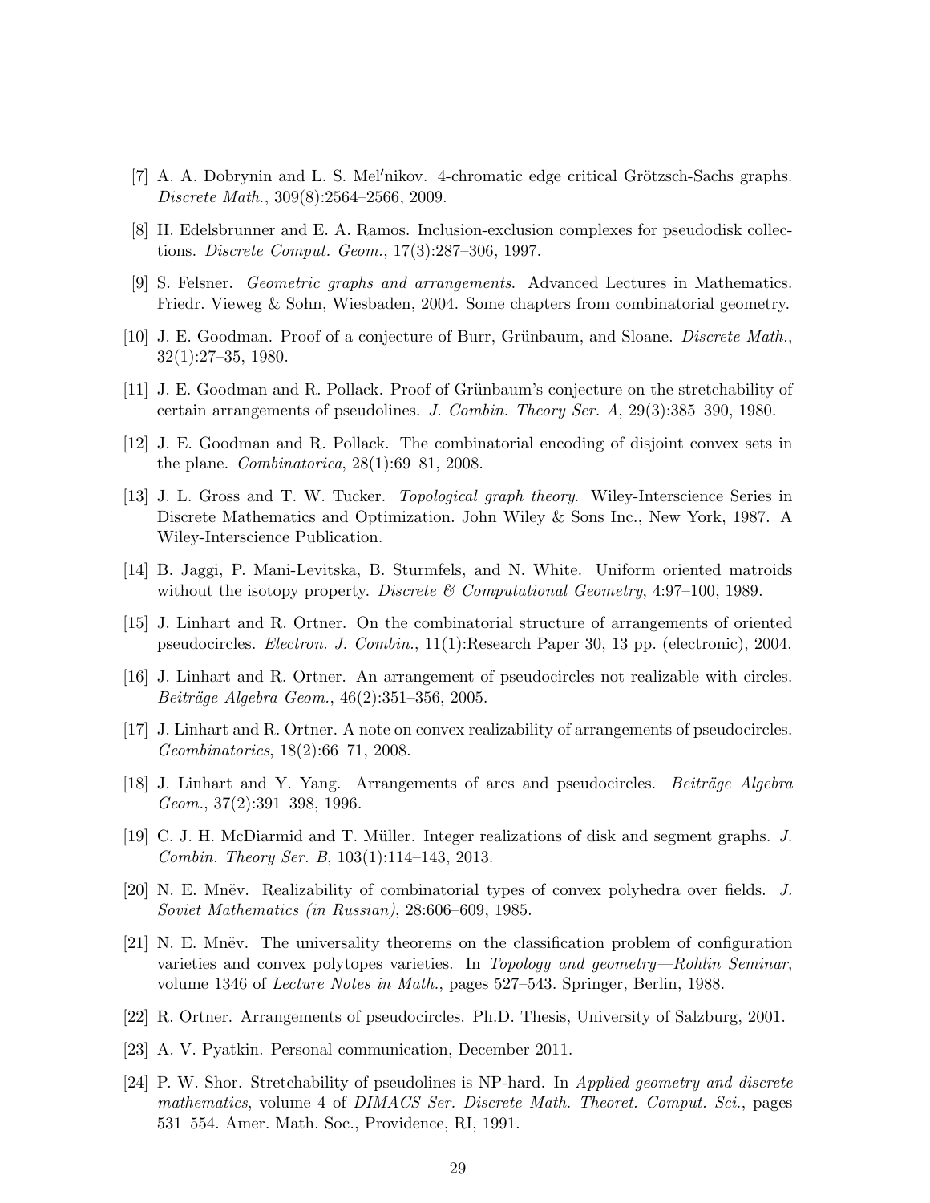[7] A. A. Dobrynin and L. S. Mel′nikov. 4-chromatic edge critical Grötzsch-Sachs graphs. *Discrete Math.*, 309(8):2564–2566, 2009.

[8] H. Edelsbrunner and E. A. Ramos. Inclusion-exclusion complexes for pseudodisk collections. *Discrete Comput. Geom.*, 17(3):287–306, 1997.

[9] S. Felsner. *Geometric graphs and arrangements*. Advanced Lectures in Mathematics. Friedr. Vieweg & Sohn, Wiesbaden, 2004. Some chapters from combinatorial geometry.

[10] J. E. Goodman. Proof of a conjecture of Burr, Grünbaum, and Sloane. *Discrete Math.*, 32(1):27–35, 1980.

[11] J. E. Goodman and R. Pollack. Proof of Grünbaum's conjecture on the stretchability of certain arrangements of pseudolines. *J. Combin. Theory Ser. A*, 29(3):385–390, 1980.

[12] J. E. Goodman and R. Pollack. The combinatorial encoding of disjoint convex sets in the plane. *Combinatorica*, 28(1):69–81, 2008.

[13] J. L. Gross and T. W. Tucker. *Topological graph theory*. Wiley-Interscience Series in Discrete Mathematics and Optimization. John Wiley & Sons Inc., New York, 1987. A Wiley-Interscience Publication.

[14] B. Jaggi, P. Mani-Levitska, B. Sturmfels, and N. White. Uniform oriented matroids without the isotopy property. *Discrete & Computational Geometry*, 4:97–100, 1989.

[15] J. Linhart and R. Ortner. On the combinatorial structure of arrangements of oriented pseudocircles. *Electron. J. Combin.*, 11(1):Research Paper 30, 13 pp. (electronic), 2004.

[16] J. Linhart and R. Ortner. An arrangement of pseudocircles not realizable with circles. *Beiträge Algebra Geom.*, 46(2):351–356, 2005.

[17] J. Linhart and R. Ortner. A note on convex realizability of arrangements of pseudocircles. *Geombinatorics*, 18(2):66–71, 2008.

[18] J. Linhart and Y. Yang. Arrangements of arcs and pseudocircles. *Beiträge Algebra Geom.*, 37(2):391–398, 1996.

[19] C. J. H. McDiarmid and T. Müller. Integer realizations of disk and segment graphs. *J. Combin. Theory Ser. B*, 103(1):114–143, 2013.

[20] N. E. Mnëv. Realizability of combinatorial types of convex polyhedra over fields. *J. Soviet Mathematics (in Russian)*, 28:606–609, 1985.

[21] N. E. Mnëv. The universality theorems on the classification problem of configuration varieties and convex polytopes varieties. In *Topology and geometry—Rohlin Seminar*, volume 1346 of *Lecture Notes in Math.*, pages 527–543. Springer, Berlin, 1988.

[22] R. Ortner. Arrangements of pseudocircles. Ph.D. Thesis, University of Salzburg, 2001.

[23] A. V. Pyatkin. Personal communication, December 2011.

[24] P. W. Shor. Stretchability of pseudolines is NP-hard. In *Applied geometry and discrete mathematics*, volume 4 of *DIMACS Ser. Discrete Math. Theoret. Comput. Sci.*, pages 531–554. Amer. Math. Soc., Providence, RI, 1991.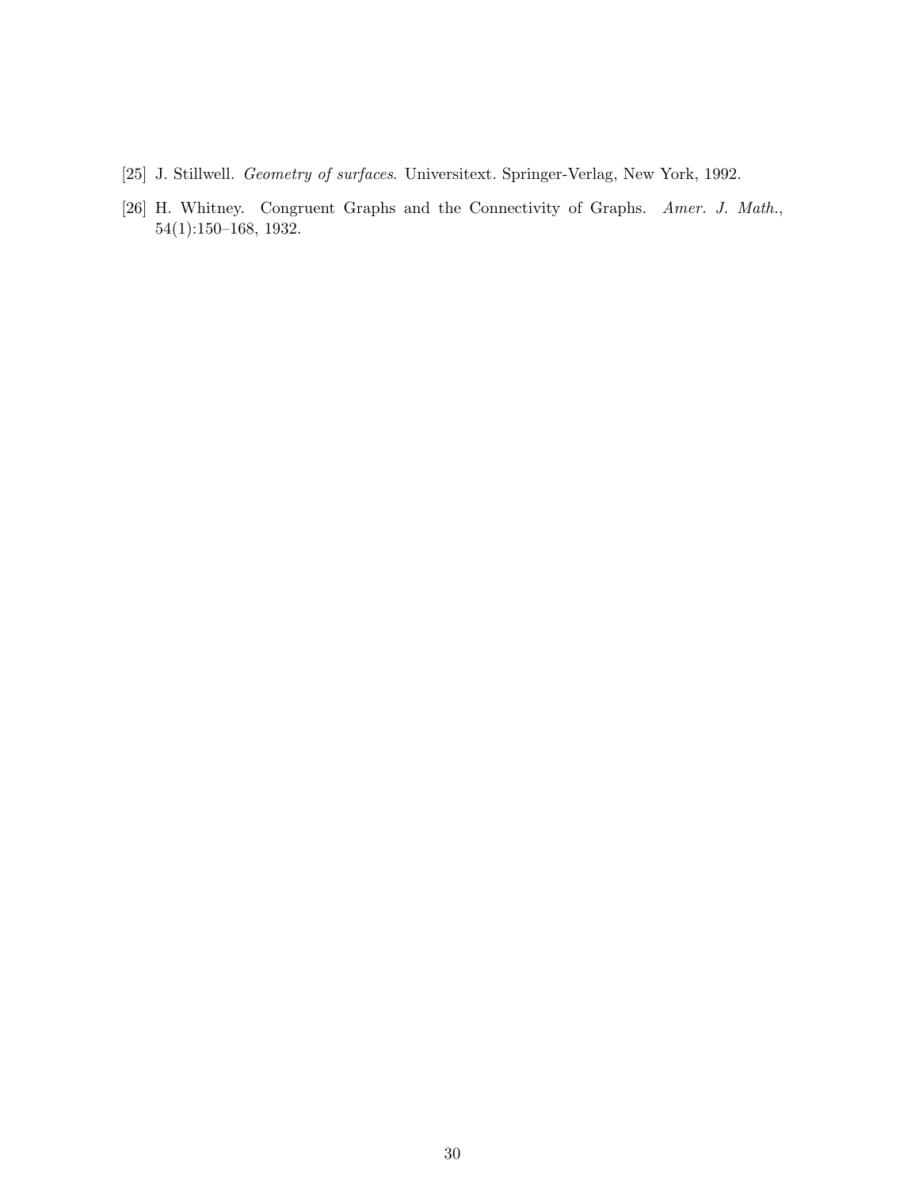[25] J. Stillwell. *Geometry of surfaces*. Universitext. Springer-Verlag, New York, 1992.

[26] H. Whitney. Congruent Graphs and the Connectivity of Graphs. *Amer. J. Math.*, 54(1):150–168, 1932.